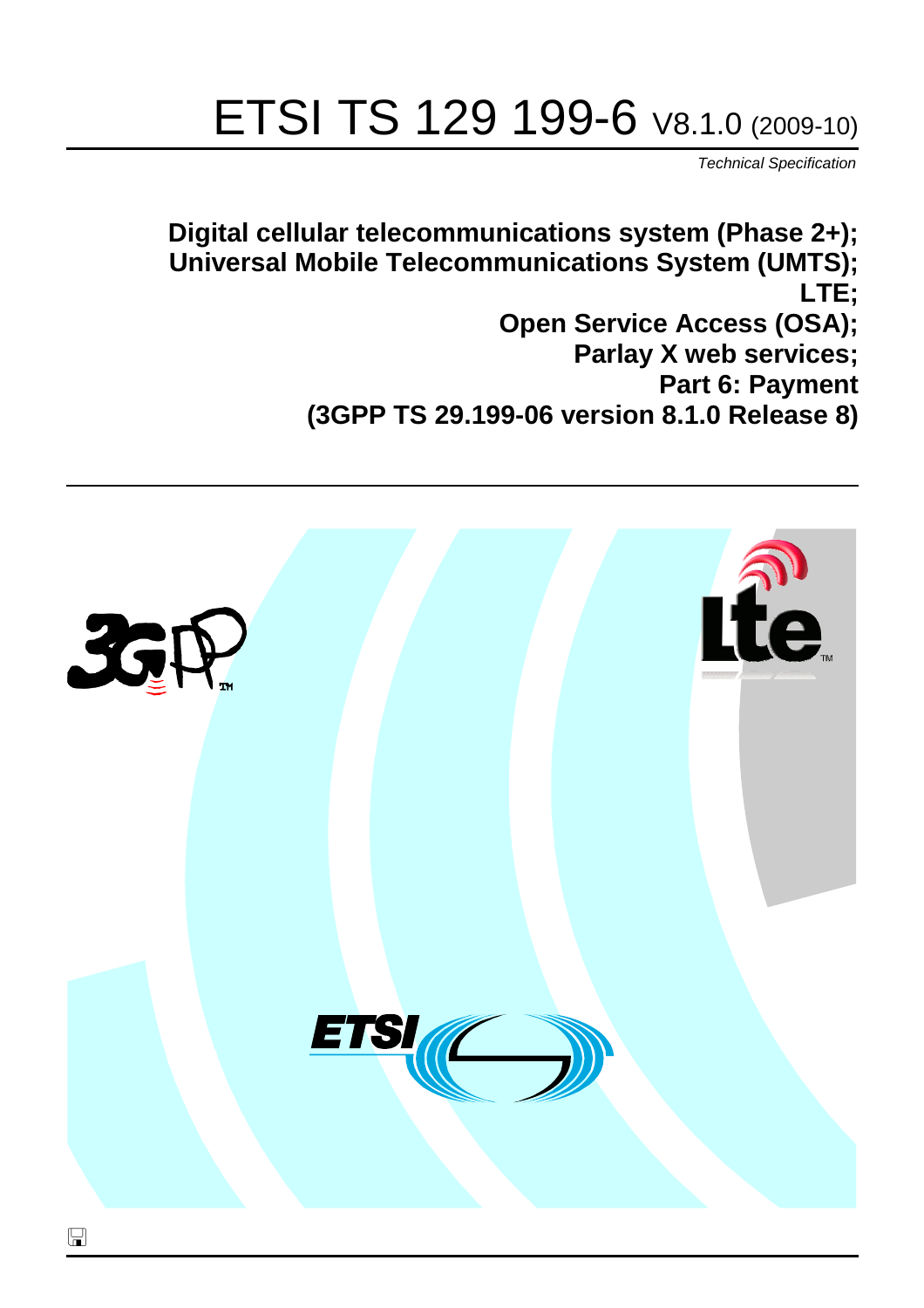# ETSI TS 129 199-6 V8.1.0 (2009-10)

*Technical Specification*

**Digital cellular telecommunications system (Phase 2+);**
**Universal Mobile Telecommunications System (UMTS);**
**LTE;**
**Open Service Access (OSA);**
**Parlay X web services;**
**Part 6: Payment**
**(3GPP TS 29.199-06 version 8.1.0 Release 8)**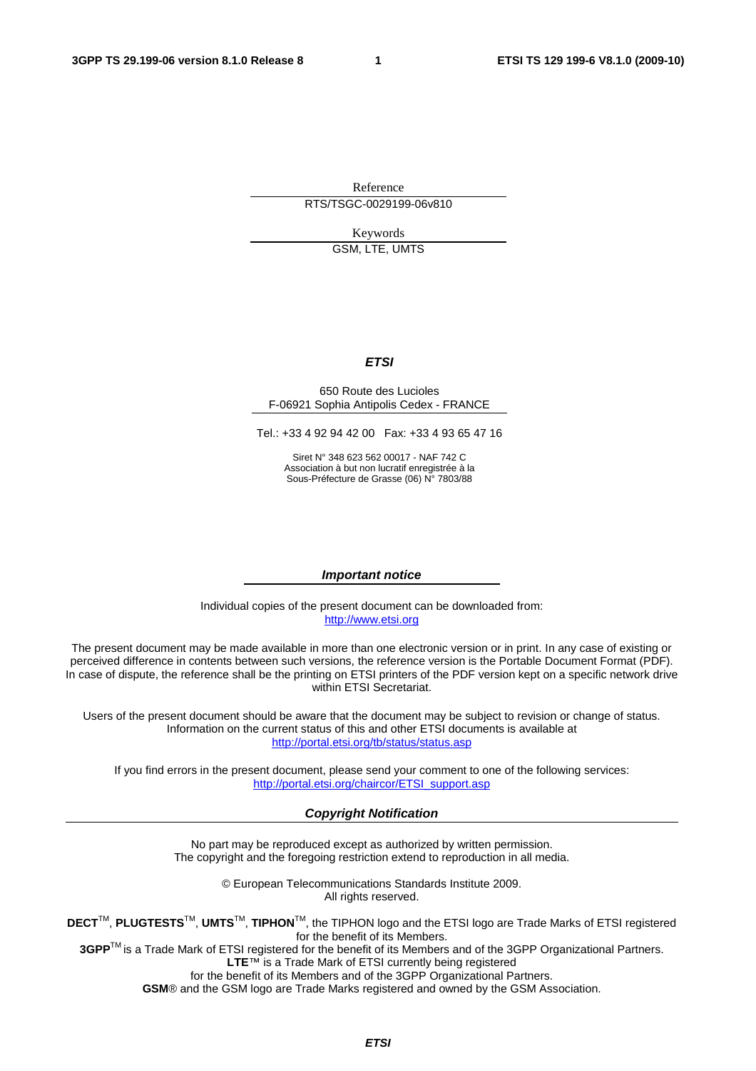Reference

RTS/TSGC-0029199-06v810

Keywords

GSM, LTE, UMTS

***ETSI***

650 Route des Lucioles
F-06921 Sophia Antipolis Cedex - FRANCE

Tel.: +33 4 92 94 42 00 Fax: +33 4 93 65 47 16

Siret N° 348 623 562 00017 - NAF 742 C
Association à but non lucratif enregistrée à la
Sous-Préfecture de Grasse (06) N° 7803/88

***Important notice***

Individual copies of the present document can be downloaded from:
http://www.etsi.org

The present document may be made available in more than one electronic version or in print. In any case of existing or perceived difference in contents between such versions, the reference version is the Portable Document Format (PDF). In case of dispute, the reference shall be the printing on ETSI printers of the PDF version kept on a specific network drive within ETSI Secretariat.

Users of the present document should be aware that the document may be subject to revision or change of status. Information on the current status of this and other ETSI documents is available at
http://portal.etsi.org/tb/status/status.asp

If you find errors in the present document, please send your comment to one of the following services:
http://portal.etsi.org/chaircor/ETSI_support.asp

***Copyright Notification***

No part may be reproduced except as authorized by written permission.
The copyright and the foregoing restriction extend to reproduction in all media.

© European Telecommunications Standards Institute 2009.
All rights reserved.

**DECT**™, **PLUGTESTS**™, **UMTS**™, **TIPHON**™, the TIPHON logo and the ETSI logo are Trade Marks of ETSI registered for the benefit of its Members.
**3GPP**™ is a Trade Mark of ETSI registered for the benefit of its Members and of the 3GPP Organizational Partners.
**LTE**™ is a Trade Mark of ETSI currently being registered
for the benefit of its Members and of the 3GPP Organizational Partners.
**GSM**® and the GSM logo are Trade Marks registered and owned by the GSM Association.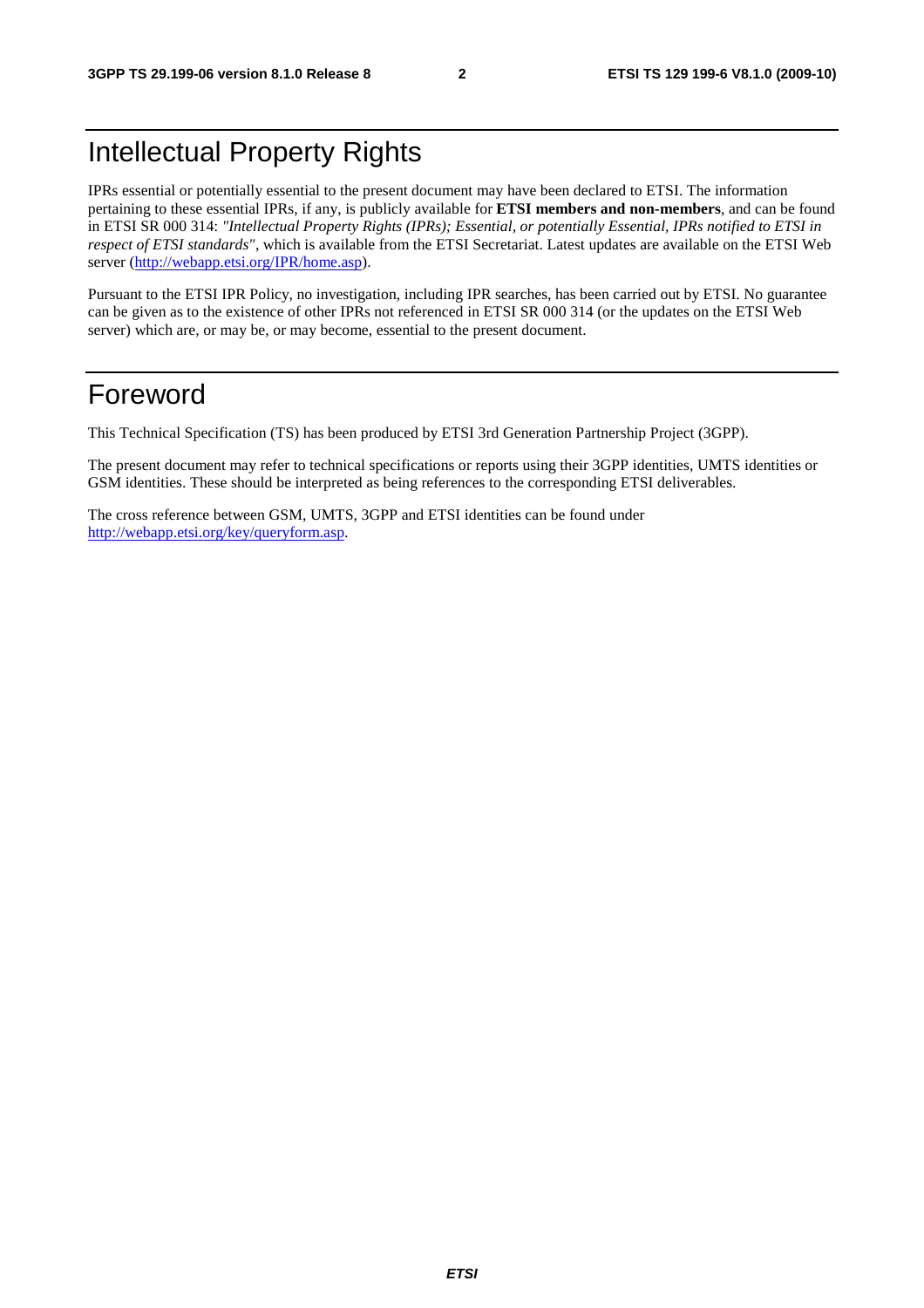# Intellectual Property Rights

IPRs essential or potentially essential to the present document may have been declared to ETSI. The information pertaining to these essential IPRs, if any, is publicly available for **ETSI members and non-members**, and can be found in ETSI SR 000 314: *"Intellectual Property Rights (IPRs); Essential, or potentially Essential, IPRs notified to ETSI in respect of ETSI standards"*, which is available from the ETSI Secretariat. Latest updates are available on the ETSI Web server (http://webapp.etsi.org/IPR/home.asp).

Pursuant to the ETSI IPR Policy, no investigation, including IPR searches, has been carried out by ETSI. No guarantee can be given as to the existence of other IPRs not referenced in ETSI SR 000 314 (or the updates on the ETSI Web server) which are, or may be, or may become, essential to the present document.

# Foreword

This Technical Specification (TS) has been produced by ETSI 3rd Generation Partnership Project (3GPP).

The present document may refer to technical specifications or reports using their 3GPP identities, UMTS identities or GSM identities. These should be interpreted as being references to the corresponding ETSI deliverables.

The cross reference between GSM, UMTS, 3GPP and ETSI identities can be found under http://webapp.etsi.org/key/queryform.asp.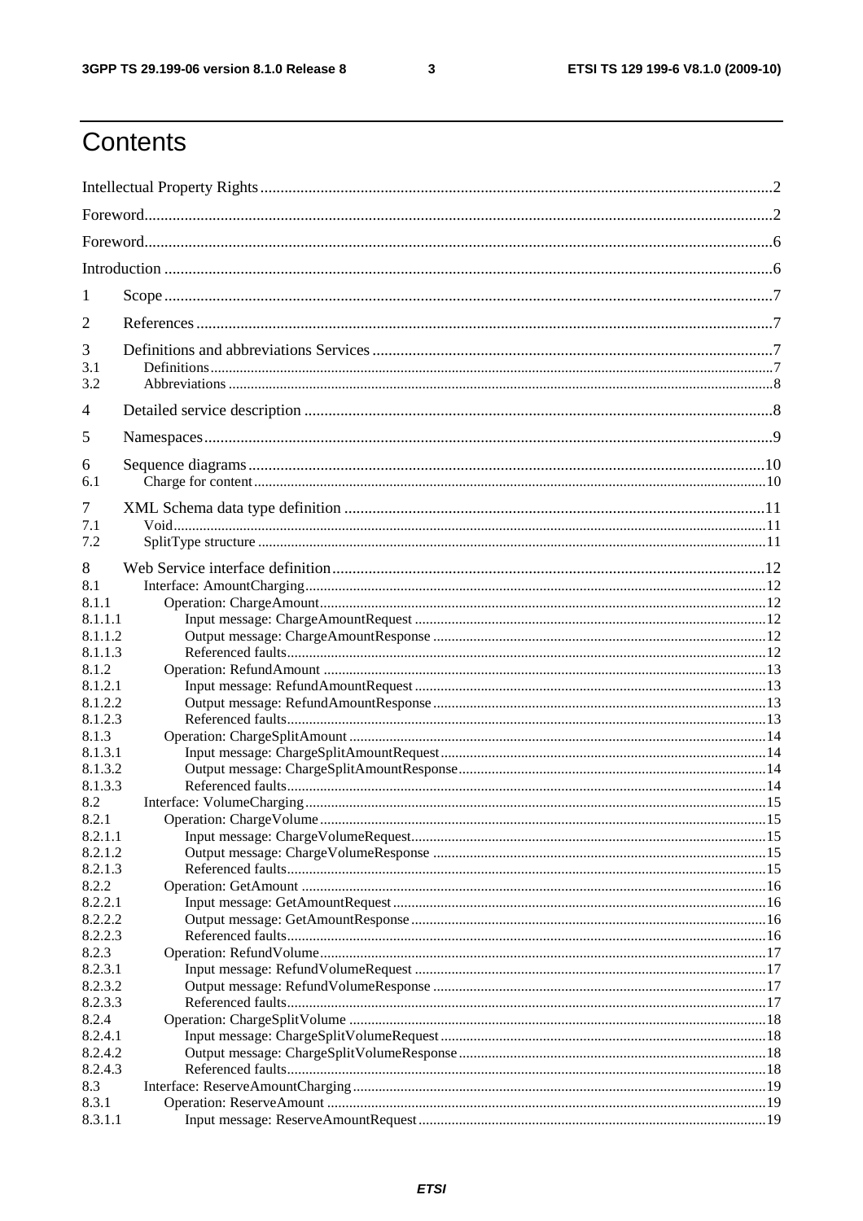# Contents

Intellectual Property Rights ....................................................................................................................... 2

Foreword ........................................................................................................................................................ 2

Foreword ........................................................................................................................................................ 6

Introduction .................................................................................................................................................. 6

1 Scope ......................................................................................................................................................... 7

2 References ................................................................................................................................................. 7

3 Definitions and abbreviations Services ..................................................................................................... 7
3.1 Definitions ................................................................................................................................................ 7
3.2 Abbreviations ........................................................................................................................................... 8

4 Detailed service description ...................................................................................................................... 8

5 Namespaces ................................................................................................................................................ 9

6 Sequence diagrams .................................................................................................................................. 10
6.1 Charge for content ................................................................................................................................. 10

7 XML Schema data type definition .......................................................................................................... 11
7.1 Void ........................................................................................................................................................ 11
7.2 SplitType structure ................................................................................................................................. 11

8 Web Service interface definition ............................................................................................................. 12
8.1 Interface: AmountCharging .................................................................................................................... 12
8.1.1 Operation: ChargeAmount ................................................................................................................... 12
8.1.1.1 Input message: ChargeAmountRequest ............................................................................................. 12
8.1.1.2 Output message: ChargeAmountResponse ........................................................................................ 12
8.1.1.3 Referenced faults ................................................................................................................................ 12
8.1.2 Operation: RefundAmount ................................................................................................................... 13
8.1.2.1 Input message: RefundAmountRequest ............................................................................................. 13
8.1.2.2 Output message: RefundAmountResponse ........................................................................................ 13
8.1.2.3 Referenced faults ................................................................................................................................ 13
8.1.3 Operation: ChargeSplitAmount ............................................................................................................ 14
8.1.3.1 Input message: ChargeSplitAmountRequest ...................................................................................... 14
8.1.3.2 Output message: ChargeSplitAmountResponse ................................................................................. 14
8.1.3.3 Referenced faults ................................................................................................................................ 14
8.2 Interface: VolumeCharging .................................................................................................................... 15
8.2.1 Operation: ChargeVolume .................................................................................................................... 15
8.2.1.1 Input message: ChargeVolumeRequest .............................................................................................. 15
8.2.1.2 Output message: ChargeVolumeResponse ......................................................................................... 15
8.2.1.3 Referenced faults ................................................................................................................................ 15
8.2.2 Operation: GetAmount ......................................................................................................................... 16
8.2.2.1 Input message: GetAmountRequest ................................................................................................... 16
8.2.2.2 Output message: GetAmountResponse .............................................................................................. 16
8.2.2.3 Referenced faults ................................................................................................................................ 16
8.2.3 Operation: RefundVolume .................................................................................................................... 17
8.2.3.1 Input message: RefundVolumeRequest .............................................................................................. 17
8.2.3.2 Output message: RefundVolumeResponse ......................................................................................... 17
8.2.3.3 Referenced faults ................................................................................................................................ 17
8.2.4 Operation: ChargeSplitVolume ............................................................................................................. 18
8.2.4.1 Input message: ChargeSplitVolumeRequest ....................................................................................... 18
8.2.4.2 Output message: ChargeSplitVolumeResponse .................................................................................. 18
8.2.4.3 Referenced faults ................................................................................................................................ 18
8.3 Interface: ReserveAmountCharging ....................................................................................................... 19
8.3.1 Operation: ReserveAmount .................................................................................................................. 19
8.3.1.1 Input message: ReserveAmountRequest ............................................................................................ 19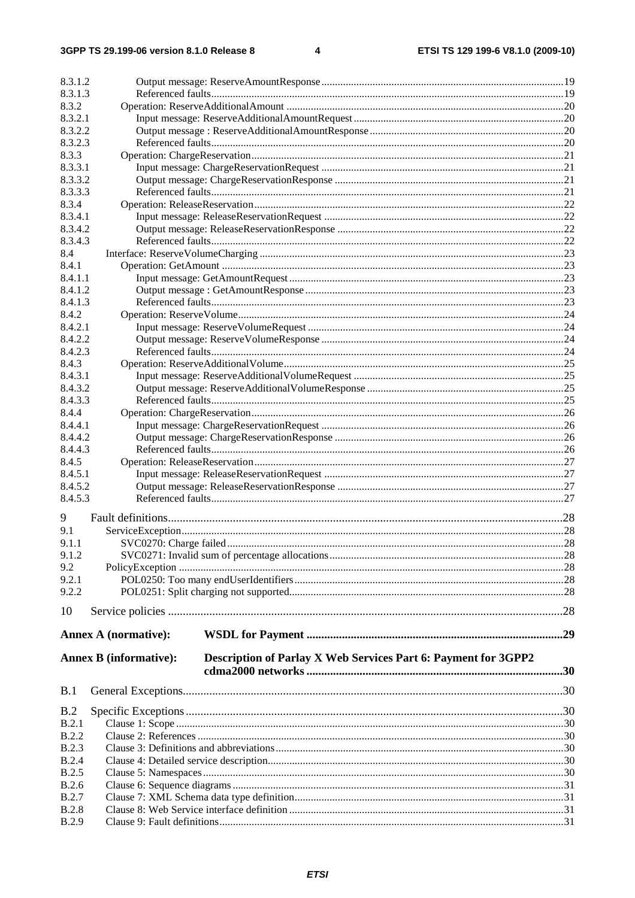8.3.1.2 Output message: ReserveAmountResponse ......19
8.3.1.3 Referenced faults ......19
8.3.2 Operation: ReserveAdditionalAmount ......20
8.3.2.1 Input message: ReserveAdditionalAmountRequest ......20
8.3.2.2 Output message : ReserveAdditionalAmountResponse ......20
8.3.2.3 Referenced faults ......20
8.3.3 Operation: ChargeReservation ......21
8.3.3.1 Input message: ChargeReservationRequest ......21
8.3.3.2 Output message: ChargeReservationResponse ......21
8.3.3.3 Referenced faults ......21
8.3.4 Operation: ReleaseReservation ......22
8.3.4.1 Input message: ReleaseReservationRequest ......22
8.3.4.2 Output message: ReleaseReservationResponse ......22
8.3.4.3 Referenced faults ......22
8.4 Interface: ReserveVolumeCharging ......23
8.4.1 Operation: GetAmount ......23
8.4.1.1 Input message: GetAmountRequest ......23
8.4.1.2 Output message : GetAmountResponse ......23
8.4.1.3 Referenced faults ......23
8.4.2 Operation: ReserveVolume ......24
8.4.2.1 Input message: ReserveVolumeRequest ......24
8.4.2.2 Output message: ReserveVolumeResponse ......24
8.4.2.3 Referenced faults ......24
8.4.3 Operation: ReserveAdditionalVolume ......25
8.4.3.1 Input message: ReserveAdditionalVolumeRequest ......25
8.4.3.2 Output message: ReserveAdditionalVolumeResponse ......25
8.4.3.3 Referenced faults ......25
8.4.4 Operation: ChargeReservation ......26
8.4.4.1 Input message: ChargeReservationRequest ......26
8.4.4.2 Output message: ChargeReservationResponse ......26
8.4.4.3 Referenced faults ......26
8.4.5 Operation: ReleaseReservation ......27
8.4.5.1 Input message: ReleaseReservationRequest ......27
8.4.5.2 Output message: ReleaseReservationResponse ......27
8.4.5.3 Referenced faults ......27

9 Fault definitions ......28
9.1 ServiceException ......28
9.1.1 SVC0270: Charge failed ......28
9.1.2 SVC0271: Invalid sum of percentage allocations ......28
9.2 PolicyException ......28
9.2.1 POL0250: Too many endUserIdentifiers ......28
9.2.2 POL0251: Split charging not supported ......28

10 Service policies ......28

**Annex A (normative): WSDL for Payment ......29**

**Annex B (informative): Description of Parlay X Web Services Part 6: Payment for 3GPP2 cdma2000 networks ......30**

B.1 General Exceptions ......30

B.2 Specific Exceptions ......30
B.2.1 Clause 1: Scope ......30
B.2.2 Clause 2: References ......30
B.2.3 Clause 3: Definitions and abbreviations ......30
B.2.4 Clause 4: Detailed service description ......30
B.2.5 Clause 5: Namespaces ......30
B.2.6 Clause 6: Sequence diagrams ......31
B.2.7 Clause 7: XML Schema data type definition ......31
B.2.8 Clause 8: Web Service interface definition ......31
B.2.9 Clause 9: Fault definitions ......31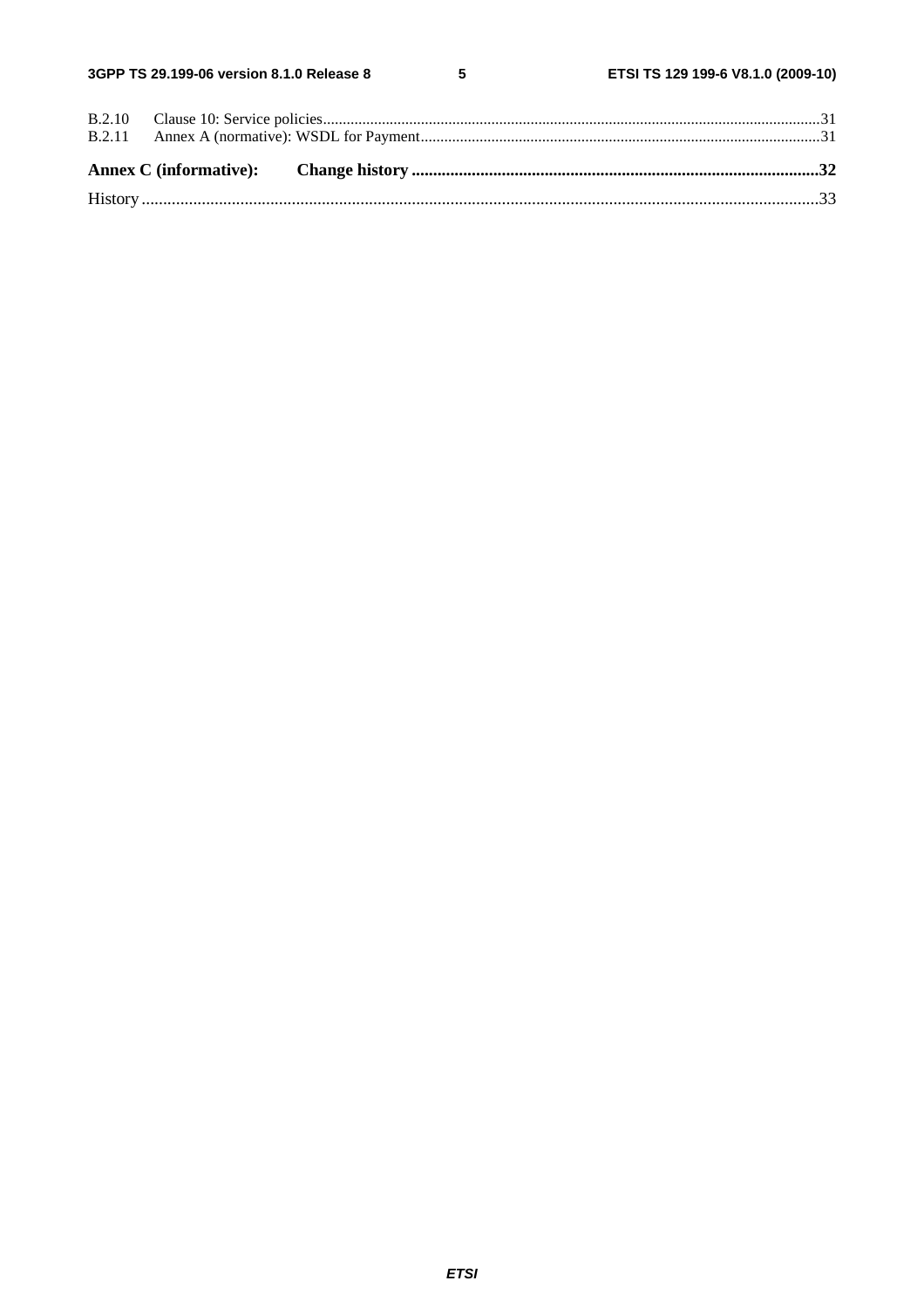B.2.10 Clause 10: Service policies ....................................................................................................................................31
B.2.11 Annex A (normative): WSDL for Payment ...........................................................................................................31

**Annex C (informative): Change history ..............................................................................................32**

History ..............................................................................................................................................................33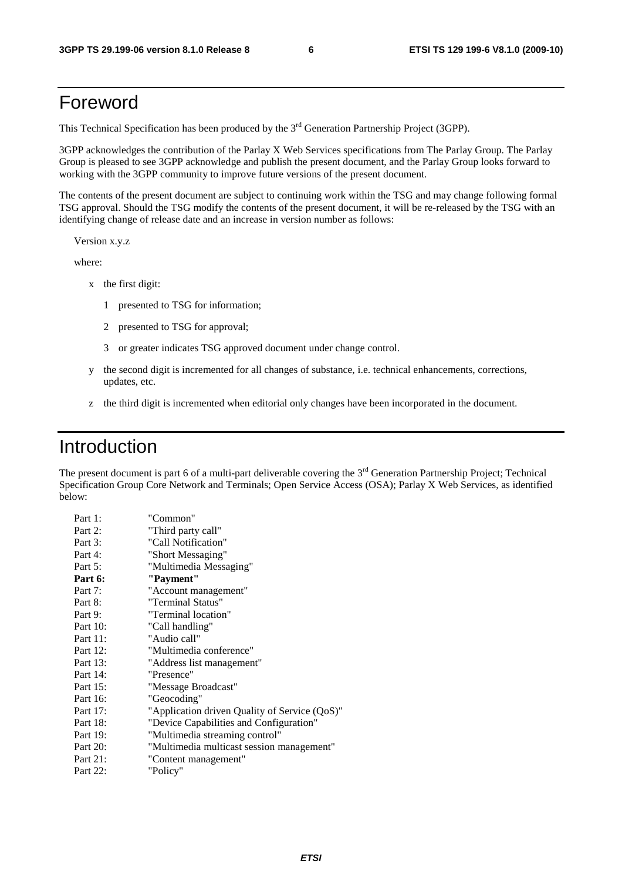# Foreword

This Technical Specification has been produced by the 3rd Generation Partnership Project (3GPP).

3GPP acknowledges the contribution of the Parlay X Web Services specifications from The Parlay Group. The Parlay Group is pleased to see 3GPP acknowledge and publish the present document, and the Parlay Group looks forward to working with the 3GPP community to improve future versions of the present document.

The contents of the present document are subject to continuing work within the TSG and may change following formal TSG approval. Should the TSG modify the contents of the present document, it will be re-released by the TSG with an identifying change of release date and an increase in version number as follows:

Version x.y.z

where:

- x the first digit:
  - 1 presented to TSG for information;
  - 2 presented to TSG for approval;
  - 3 or greater indicates TSG approved document under change control.
- y the second digit is incremented for all changes of substance, i.e. technical enhancements, corrections, updates, etc.
- z the third digit is incremented when editorial only changes have been incorporated in the document.

# Introduction

The present document is part 6 of a multi-part deliverable covering the 3rd Generation Partnership Project; Technical Specification Group Core Network and Terminals; Open Service Access (OSA); Parlay X Web Services, as identified below:

Part 1: "Common"
Part 2: "Third party call"
Part 3: "Call Notification"
Part 4: "Short Messaging"
Part 5: "Multimedia Messaging"
**Part 6: "Payment"**
Part 7: "Account management"
Part 8: "Terminal Status"
Part 9: "Terminal location"
Part 10: "Call handling"
Part 11: "Audio call"
Part 12: "Multimedia conference"
Part 13: "Address list management"
Part 14: "Presence"
Part 15: "Message Broadcast"
Part 16: "Geocoding"
Part 17: "Application driven Quality of Service (QoS)"
Part 18: "Device Capabilities and Configuration"
Part 19: "Multimedia streaming control"
Part 20: "Multimedia multicast session management"
Part 21: "Content management"
Part 22: "Policy"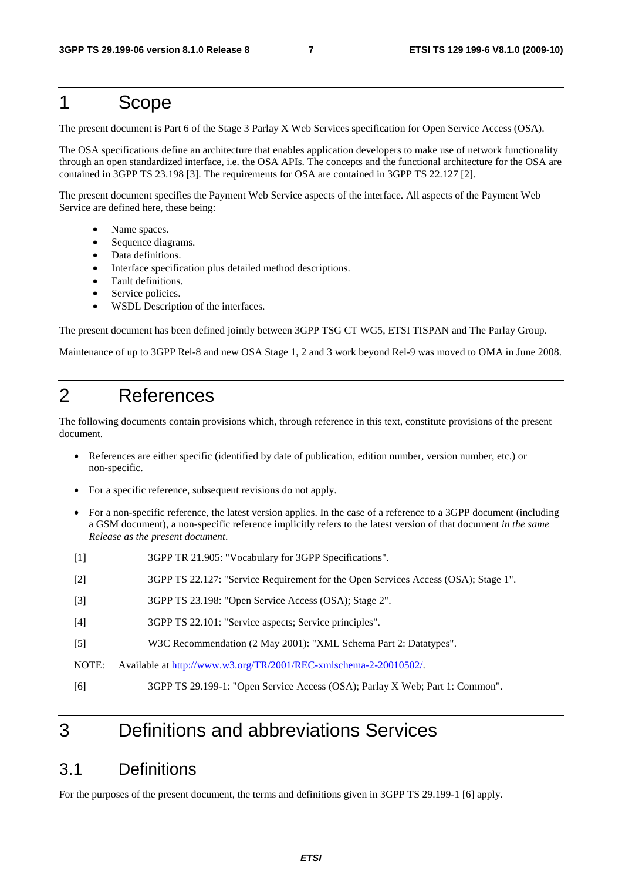# 1 Scope

The present document is Part 6 of the Stage 3 Parlay X Web Services specification for Open Service Access (OSA).

The OSA specifications define an architecture that enables application developers to make use of network functionality through an open standardized interface, i.e. the OSA APIs. The concepts and the functional architecture for the OSA are contained in 3GPP TS 23.198 [3]. The requirements for OSA are contained in 3GPP TS 22.127 [2].

The present document specifies the Payment Web Service aspects of the interface. All aspects of the Payment Web Service are defined here, these being:

- Name spaces.
- Sequence diagrams.
- Data definitions.
- Interface specification plus detailed method descriptions.
- Fault definitions.
- Service policies.
- WSDL Description of the interfaces.

The present document has been defined jointly between 3GPP TSG CT WG5, ETSI TISPAN and The Parlay Group.

Maintenance of up to 3GPP Rel-8 and new OSA Stage 1, 2 and 3 work beyond Rel-9 was moved to OMA in June 2008.

# 2 References

The following documents contain provisions which, through reference in this text, constitute provisions of the present document.

- References are either specific (identified by date of publication, edition number, version number, etc.) or non-specific.
- For a specific reference, subsequent revisions do not apply.
- For a non-specific reference, the latest version applies. In the case of a reference to a 3GPP document (including a GSM document), a non-specific reference implicitly refers to the latest version of that document *in the same Release as the present document*.

[1] 3GPP TR 21.905: "Vocabulary for 3GPP Specifications".

[2] 3GPP TS 22.127: "Service Requirement for the Open Services Access (OSA); Stage 1".

[3] 3GPP TS 23.198: "Open Service Access (OSA); Stage 2".

[4] 3GPP TS 22.101: "Service aspects; Service principles".

[5] W3C Recommendation (2 May 2001): "XML Schema Part 2: Datatypes".

NOTE: Available at http://www.w3.org/TR/2001/REC-xmlschema-2-20010502/.

[6] 3GPP TS 29.199-1: "Open Service Access (OSA); Parlay X Web; Part 1: Common".

# 3 Definitions and abbreviations Services

## 3.1 Definitions

For the purposes of the present document, the terms and definitions given in 3GPP TS 29.199-1 [6] apply.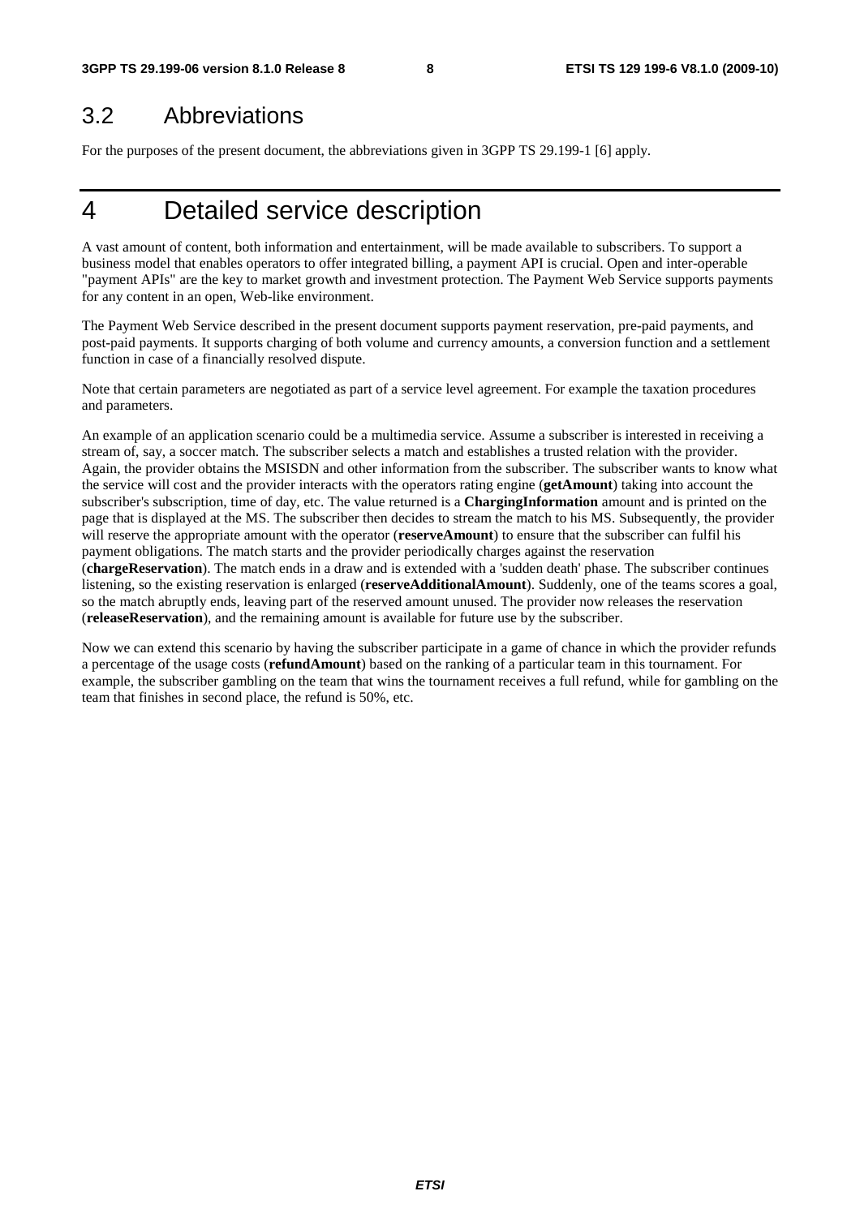## 3.2 Abbreviations

For the purposes of the present document, the abbreviations given in 3GPP TS 29.199-1 [6] apply.

# 4 Detailed service description

A vast amount of content, both information and entertainment, will be made available to subscribers. To support a business model that enables operators to offer integrated billing, a payment API is crucial. Open and inter-operable "payment APIs" are the key to market growth and investment protection. The Payment Web Service supports payments for any content in an open, Web-like environment.

The Payment Web Service described in the present document supports payment reservation, pre-paid payments, and post-paid payments. It supports charging of both volume and currency amounts, a conversion function and a settlement function in case of a financially resolved dispute.

Note that certain parameters are negotiated as part of a service level agreement. For example the taxation procedures and parameters.

An example of an application scenario could be a multimedia service. Assume a subscriber is interested in receiving a stream of, say, a soccer match. The subscriber selects a match and establishes a trusted relation with the provider. Again, the provider obtains the MSISDN and other information from the subscriber. The subscriber wants to know what the service will cost and the provider interacts with the operators rating engine (**getAmount**) taking into account the subscriber's subscription, time of day, etc. The value returned is a **ChargingInformation** amount and is printed on the page that is displayed at the MS. The subscriber then decides to stream the match to his MS. Subsequently, the provider will reserve the appropriate amount with the operator (**reserveAmount**) to ensure that the subscriber can fulfil his payment obligations. The match starts and the provider periodically charges against the reservation (**chargeReservation**). The match ends in a draw and is extended with a 'sudden death' phase. The subscriber continues listening, so the existing reservation is enlarged (**reserveAdditionalAmount**). Suddenly, one of the teams scores a goal, so the match abruptly ends, leaving part of the reserved amount unused. The provider now releases the reservation (**releaseReservation**), and the remaining amount is available for future use by the subscriber.

Now we can extend this scenario by having the subscriber participate in a game of chance in which the provider refunds a percentage of the usage costs (**refundAmount**) based on the ranking of a particular team in this tournament. For example, the subscriber gambling on the team that wins the tournament receives a full refund, while for gambling on the team that finishes in second place, the refund is 50%, etc.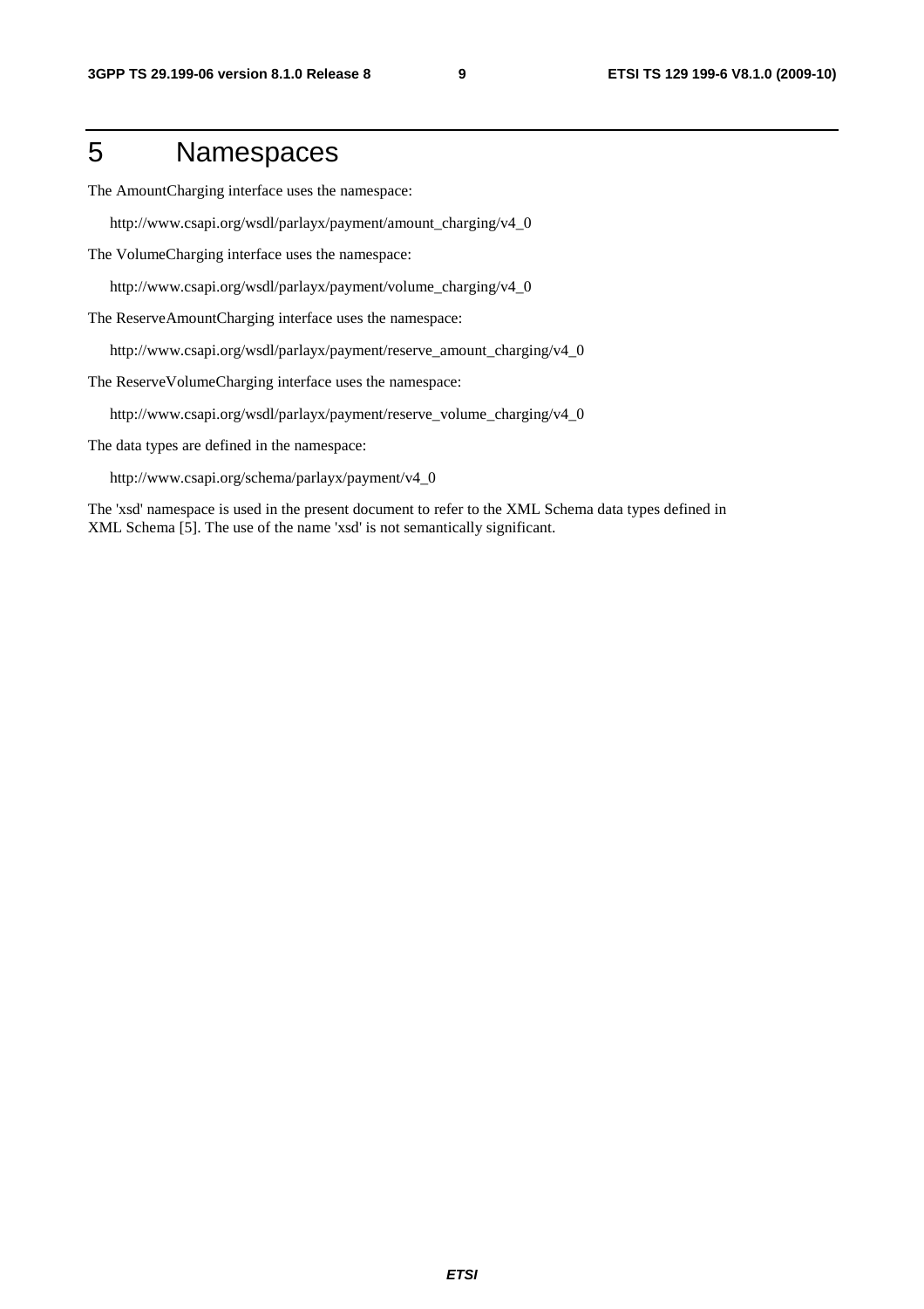# 5 Namespaces

The AmountCharging interface uses the namespace:

http://www.csapi.org/wsdl/parlayx/payment/amount_charging/v4_0

The VolumeCharging interface uses the namespace:

http://www.csapi.org/wsdl/parlayx/payment/volume_charging/v4_0

The ReserveAmountCharging interface uses the namespace:

http://www.csapi.org/wsdl/parlayx/payment/reserve_amount_charging/v4_0

The ReserveVolumeCharging interface uses the namespace:

http://www.csapi.org/wsdl/parlayx/payment/reserve_volume_charging/v4_0

The data types are defined in the namespace:

http://www.csapi.org/schema/parlayx/payment/v4_0

The 'xsd' namespace is used in the present document to refer to the XML Schema data types defined in XML Schema [5]. The use of the name 'xsd' is not semantically significant.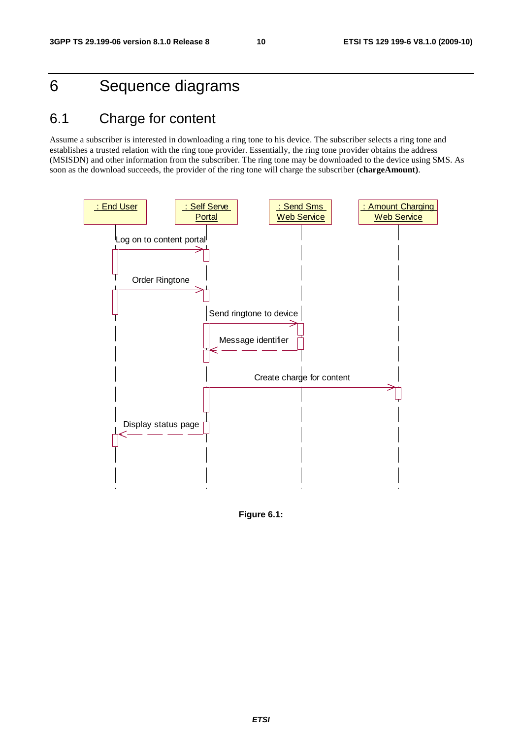# 6 Sequence diagrams

## 6.1 Charge for content

Assume a subscriber is interested in downloading a ring tone to his device. The subscriber selects a ring tone and establishes a trusted relation with the ring tone provider. Essentially, the ring tone provider obtains the address (MSISDN) and other information from the subscriber. The ring tone may be downloaded to the device using SMS. As soon as the download succeeds, the provider of the ring tone will charge the subscriber (**chargeAmount)**.

**Figure 6.1:**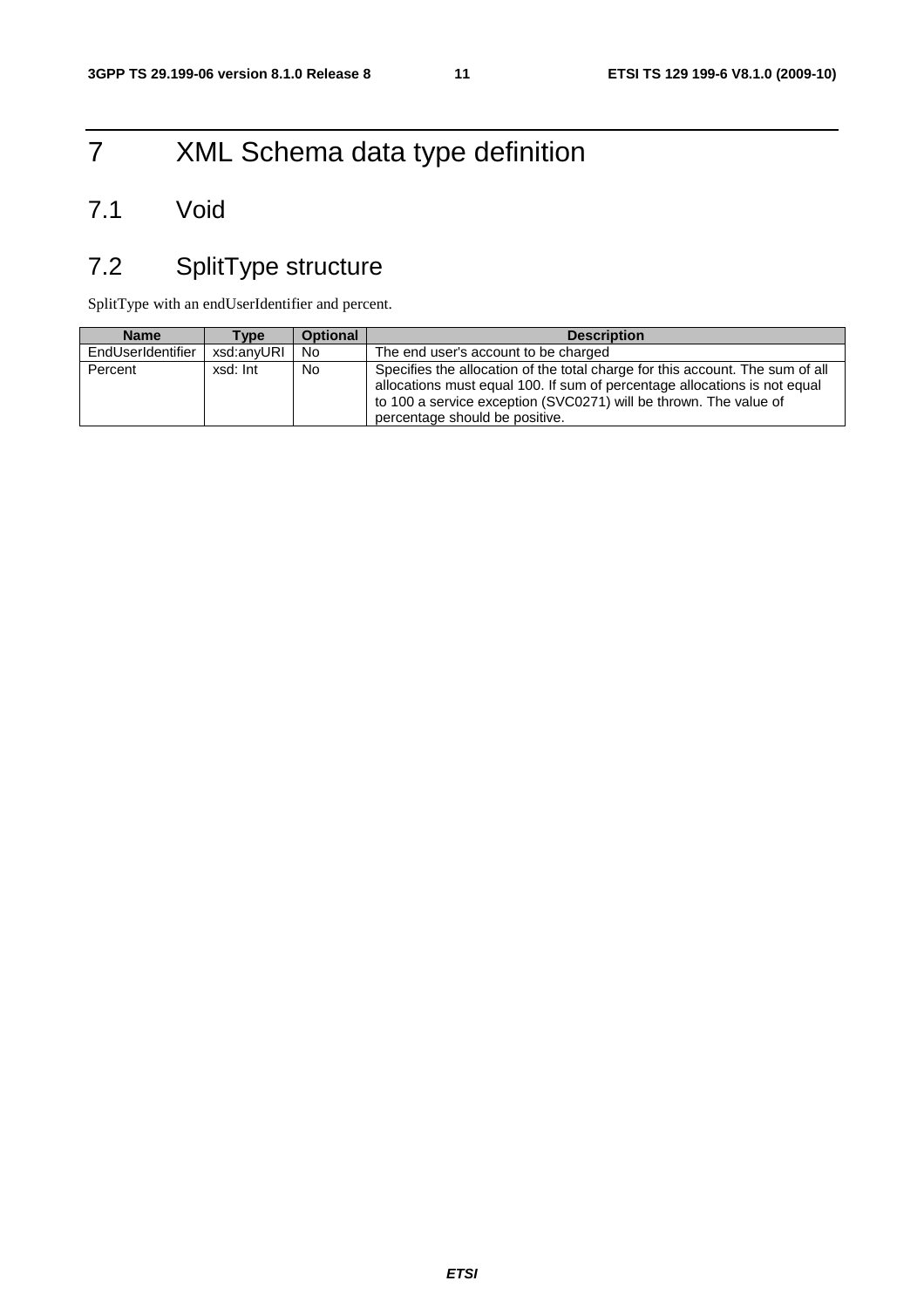# 7 XML Schema data type definition

## 7.1 Void

## 7.2 SplitType structure

SplitType with an endUserIdentifier and percent.

| Name | Type | Optional | Description |
|---|---|---|---|
| EndUserIdentifier | xsd:anyURI | No | The end user's account to be charged |
| Percent | xsd: Int | No | Specifies the allocation of the total charge for this account. The sum of all allocations must equal 100. If sum of percentage allocations is not equal to 100 a service exception (SVC0271) will be thrown. The value of percentage should be positive. |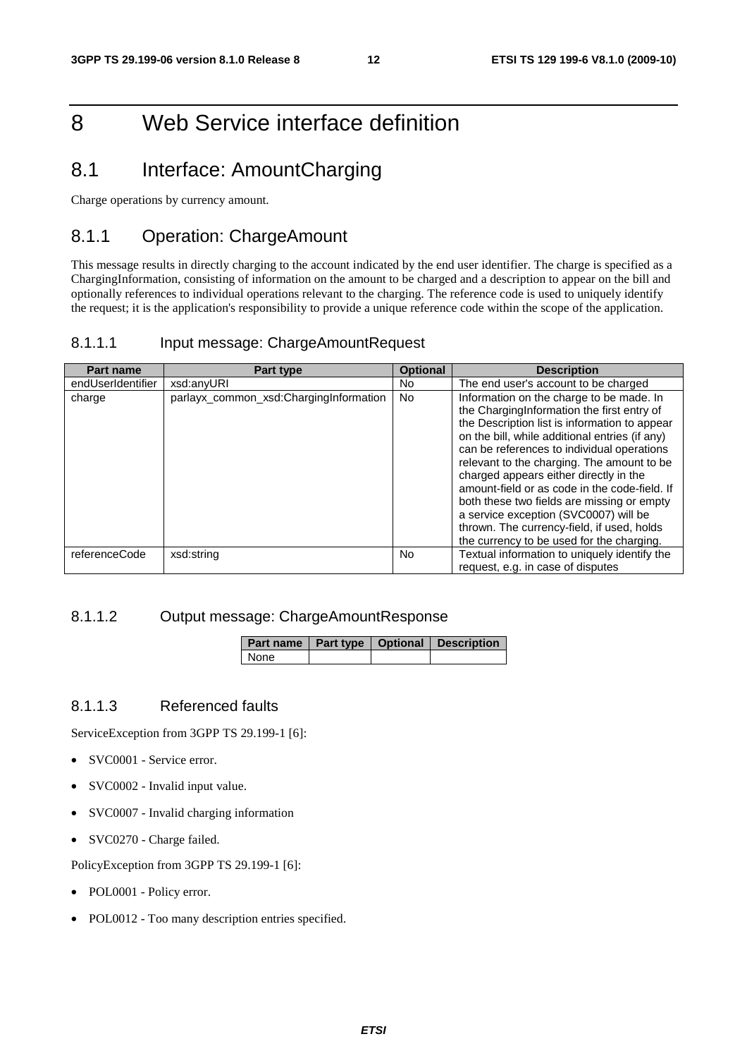# 8 Web Service interface definition

## 8.1 Interface: AmountCharging

Charge operations by currency amount.

### 8.1.1 Operation: ChargeAmount

This message results in directly charging to the account indicated by the end user identifier. The charge is specified as a ChargingInformation, consisting of information on the amount to be charged and a description to appear on the bill and optionally references to individual operations relevant to the charging. The reference code is used to uniquely identify the request; it is the application's responsibility to provide a unique reference code within the scope of the application.

#### 8.1.1.1 Input message: ChargeAmountRequest

| Part name | Part type | Optional | Description |
|---|---|---|---|
| endUserIdentifier | xsd:anyURI | No | The end user's account to be charged |
| charge | parlayx_common_xsd:ChargingInformation | No | Information on the charge to be made. In the ChargingInformation the first entry of the Description list is information to appear on the bill, while additional entries (if any) can be references to individual operations relevant to the charging. The amount to be charged appears either directly in the amount-field or as code in the code-field. If both these two fields are missing or empty a service exception (SVC0007) will be thrown. The currency-field, if used, holds the currency to be used for the charging. |
| referenceCode | xsd:string | No | Textual information to uniquely identify the request, e.g. in case of disputes |

#### 8.1.1.2 Output message: ChargeAmountResponse

| Part name | Part type | Optional | Description |
|---|---|---|---|
| None | | | |

#### 8.1.1.3 Referenced faults

ServiceException from 3GPP TS 29.199-1 [6]:

- SVC0001 - Service error.
- SVC0002 - Invalid input value.
- SVC0007 - Invalid charging information
- SVC0270 - Charge failed.

PolicyException from 3GPP TS 29.199-1 [6]:

- POL0001 - Policy error.
- POL0012 - Too many description entries specified.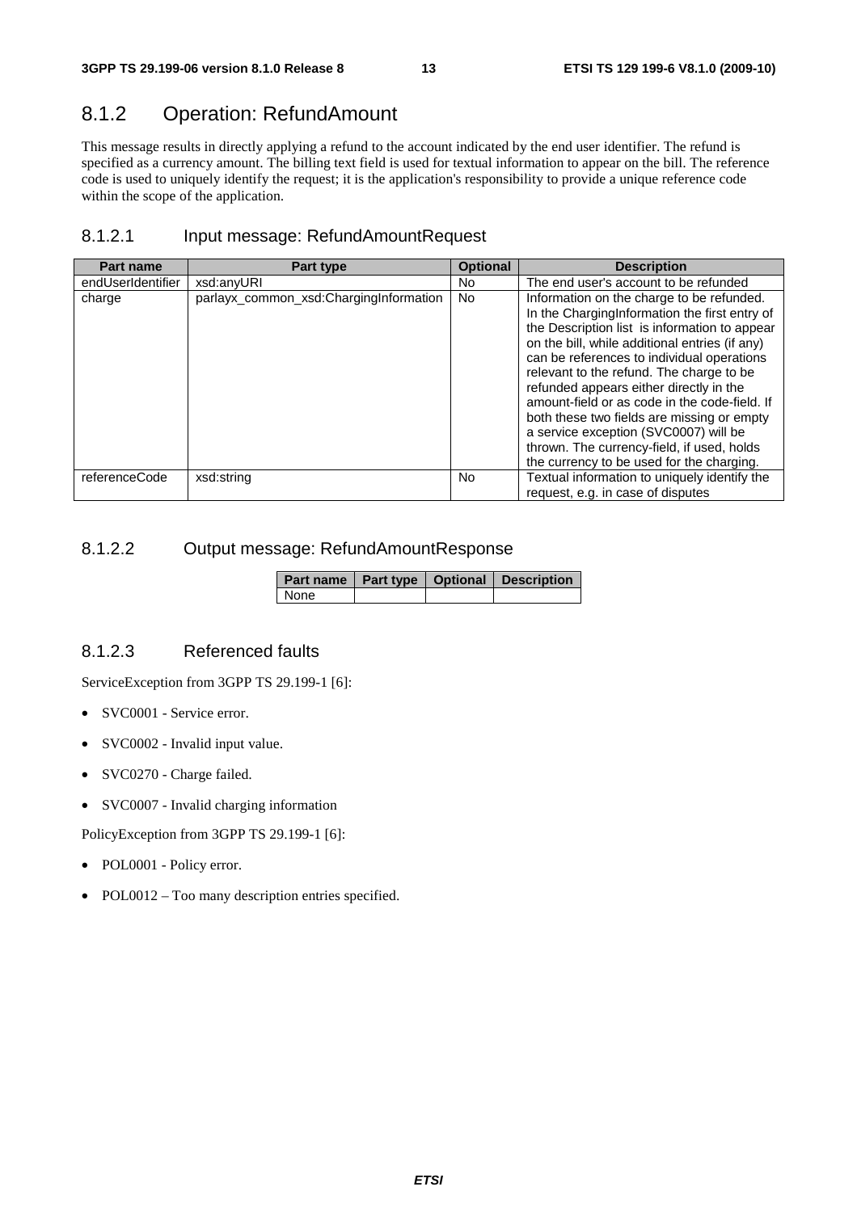## 8.1.2 Operation: RefundAmount

This message results in directly applying a refund to the account indicated by the end user identifier. The refund is specified as a currency amount. The billing text field is used for textual information to appear on the bill. The reference code is used to uniquely identify the request; it is the application's responsibility to provide a unique reference code within the scope of the application.

### 8.1.2.1 Input message: RefundAmountRequest

| Part name | Part type | Optional | Description |
|---|---|---|---|
| endUserIdentifier | xsd:anyURI | No | The end user's account to be refunded |
| charge | parlayx_common_xsd:ChargingInformation | No | Information on the charge to be refunded. In the ChargingInformation the first entry of the Description list is information to appear on the bill, while additional entries (if any) can be references to individual operations relevant to the refund. The charge to be refunded appears either directly in the amount-field or as code in the code-field. If both these two fields are missing or empty a service exception (SVC0007) will be thrown. The currency-field, if used, holds the currency to be used for the charging. |
| referenceCode | xsd:string | No | Textual information to uniquely identify the request, e.g. in case of disputes |

### 8.1.2.2 Output message: RefundAmountResponse

| Part name | Part type | Optional | Description |
|---|---|---|---|
| None | | | |

### 8.1.2.3 Referenced faults

ServiceException from 3GPP TS 29.199-1 [6]:

- SVC0001 - Service error.
- SVC0002 - Invalid input value.
- SVC0270 - Charge failed.
- SVC0007 - Invalid charging information

PolicyException from 3GPP TS 29.199-1 [6]:

- POL0001 - Policy error.
- POL0012 – Too many description entries specified.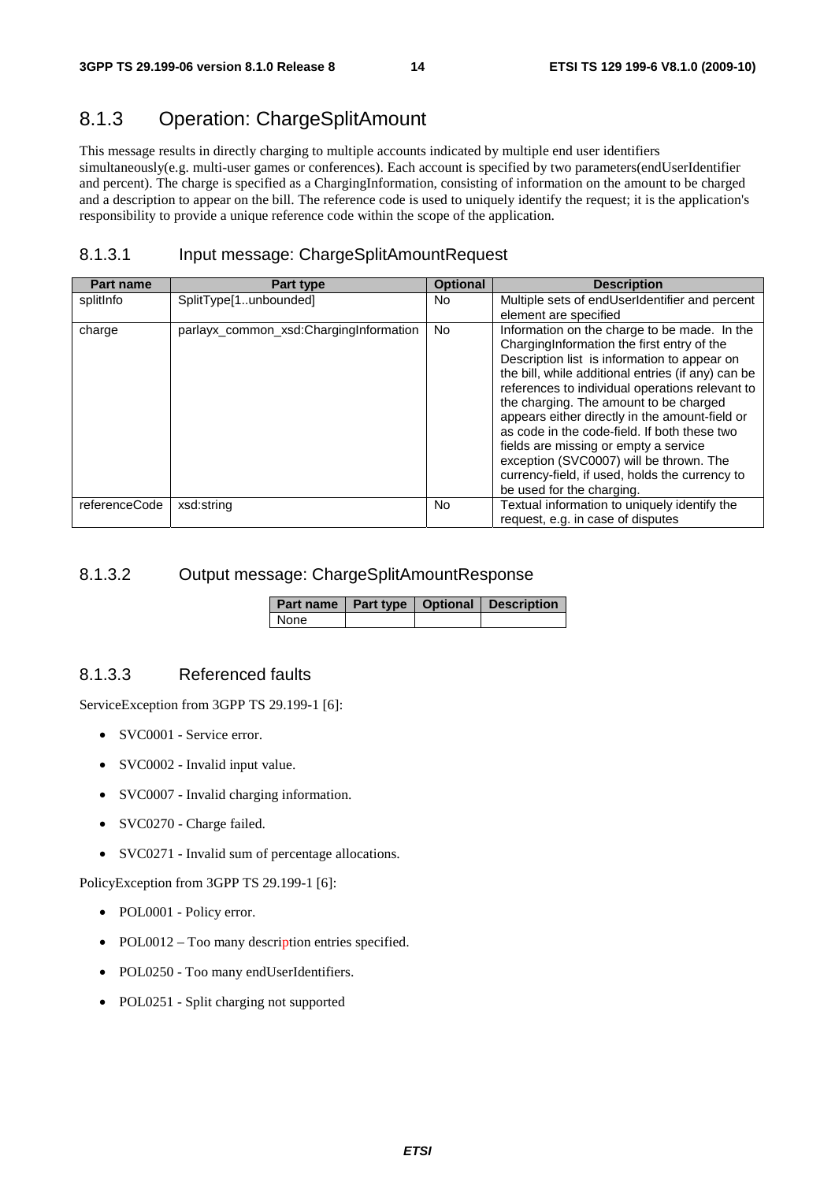## 8.1.3 Operation: ChargeSplitAmount

This message results in directly charging to multiple accounts indicated by multiple end user identifiers simultaneously(e.g. multi-user games or conferences). Each account is specified by two parameters(endUserIdentifier and percent). The charge is specified as a ChargingInformation, consisting of information on the amount to be charged and a description to appear on the bill. The reference code is used to uniquely identify the request; it is the application's responsibility to provide a unique reference code within the scope of the application.

### 8.1.3.1 Input message: ChargeSplitAmountRequest

| Part name | Part type | Optional | Description |
|---|---|---|---|
| splitInfo | SplitType[1..unbounded] | No | Multiple sets of endUserIdentifier and percent element are specified |
| charge | parlayx_common_xsd:ChargingInformation | No | Information on the charge to be made. In the ChargingInformation the first entry of the Description list is information to appear on the bill, while additional entries (if any) can be references to individual operations relevant to the charging. The amount to be charged appears either directly in the amount-field or as code in the code-field. If both these two fields are missing or empty a service exception (SVC0007) will be thrown. The currency-field, if used, holds the currency to be used for the charging. |
| referenceCode | xsd:string | No | Textual information to uniquely identify the request, e.g. in case of disputes |

### 8.1.3.2 Output message: ChargeSplitAmountResponse

| Part name | Part type | Optional | Description |
|---|---|---|---|
| None | | | |

### 8.1.3.3 Referenced faults

ServiceException from 3GPP TS 29.199-1 [6]:

- SVC0001 - Service error.
- SVC0002 - Invalid input value.
- SVC0007 - Invalid charging information.
- SVC0270 - Charge failed.
- SVC0271 - Invalid sum of percentage allocations.

PolicyException from 3GPP TS 29.199-1 [6]:

- POL0001 - Policy error.
- POL0012 – Too many description entries specified.
- POL0250 - Too many endUserIdentifiers.
- POL0251 - Split charging not supported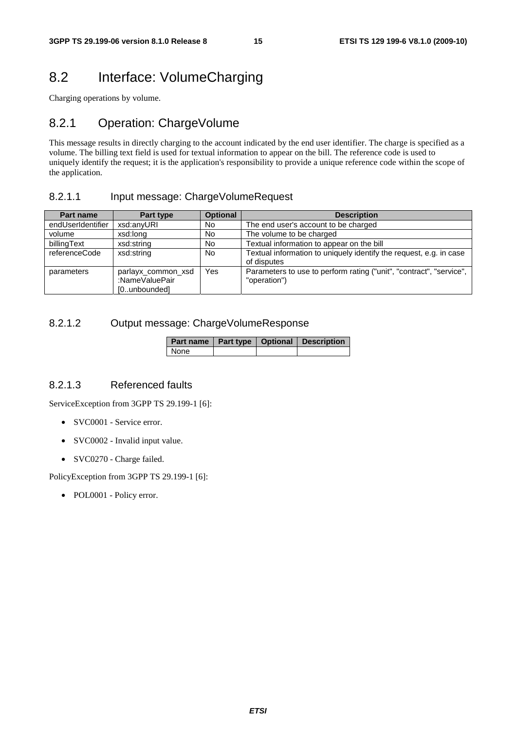# 8.2 Interface: VolumeCharging

Charging operations by volume.

## 8.2.1 Operation: ChargeVolume

This message results in directly charging to the account indicated by the end user identifier. The charge is specified as a volume. The billing text field is used for textual information to appear on the bill. The reference code is used to uniquely identify the request; it is the application's responsibility to provide a unique reference code within the scope of the application.

### 8.2.1.1 Input message: ChargeVolumeRequest

| Part name | Part type | Optional | Description |
|---|---|---|---|
| endUserIdentifier | xsd:anyURI | No | The end user's account to be charged |
| volume | xsd:long | No | The volume to be charged |
| billingText | xsd:string | No | Textual information to appear on the bill |
| referenceCode | xsd:string | No | Textual information to uniquely identify the request, e.g. in case of disputes |
| parameters | parlayx_common_xsd:NameValuePair [0..unbounded] | Yes | Parameters to use to perform rating ("unit", "contract", "service", "operation") |

### 8.2.1.2 Output message: ChargeVolumeResponse

| Part name | Part type | Optional | Description |
|---|---|---|---|
| None | | | |

### 8.2.1.3 Referenced faults

ServiceException from 3GPP TS 29.199-1 [6]:

- SVC0001 - Service error.
- SVC0002 - Invalid input value.
- SVC0270 - Charge failed.

PolicyException from 3GPP TS 29.199-1 [6]:

- POL0001 - Policy error.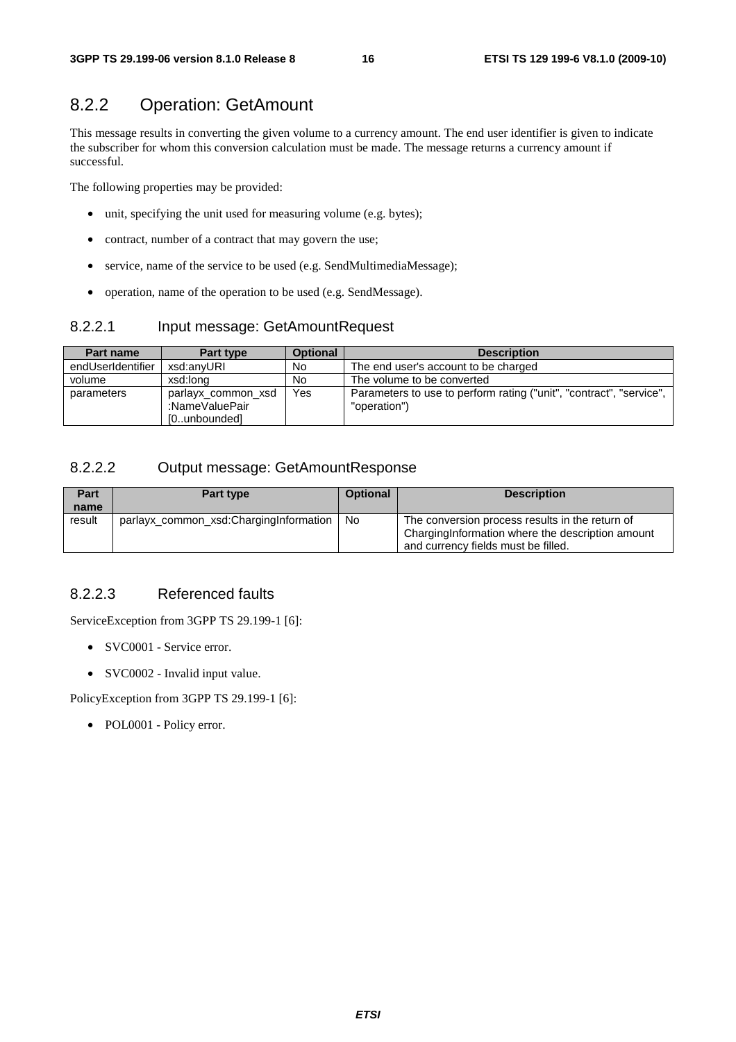## 8.2.2 Operation: GetAmount

This message results in converting the given volume to a currency amount. The end user identifier is given to indicate the subscriber for whom this conversion calculation must be made. The message returns a currency amount if successful.

The following properties may be provided:

- unit, specifying the unit used for measuring volume (e.g. bytes);
- contract, number of a contract that may govern the use;
- service, name of the service to be used (e.g. SendMultimediaMessage);
- operation, name of the operation to be used (e.g. SendMessage).

### 8.2.2.1 Input message: GetAmountRequest

| Part name | Part type | Optional | Description |
|---|---|---|---|
| endUserIdentifier | xsd:anyURI | No | The end user's account to be charged |
| volume | xsd:long | No | The volume to be converted |
| parameters | parlayx_common_xsd:NameValuePair [0..unbounded] | Yes | Parameters to use to perform rating ("unit", "contract", "service", "operation") |

### 8.2.2.2 Output message: GetAmountResponse

| Part name | Part type | Optional | Description |
|---|---|---|---|
| result | parlayx_common_xsd:ChargingInformation | No | The conversion process results in the return of ChargingInformation where the description amount and currency fields must be filled. |

### 8.2.2.3 Referenced faults

ServiceException from 3GPP TS 29.199-1 [6]:

- SVC0001 - Service error.
- SVC0002 - Invalid input value.

PolicyException from 3GPP TS 29.199-1 [6]:

- POL0001 - Policy error.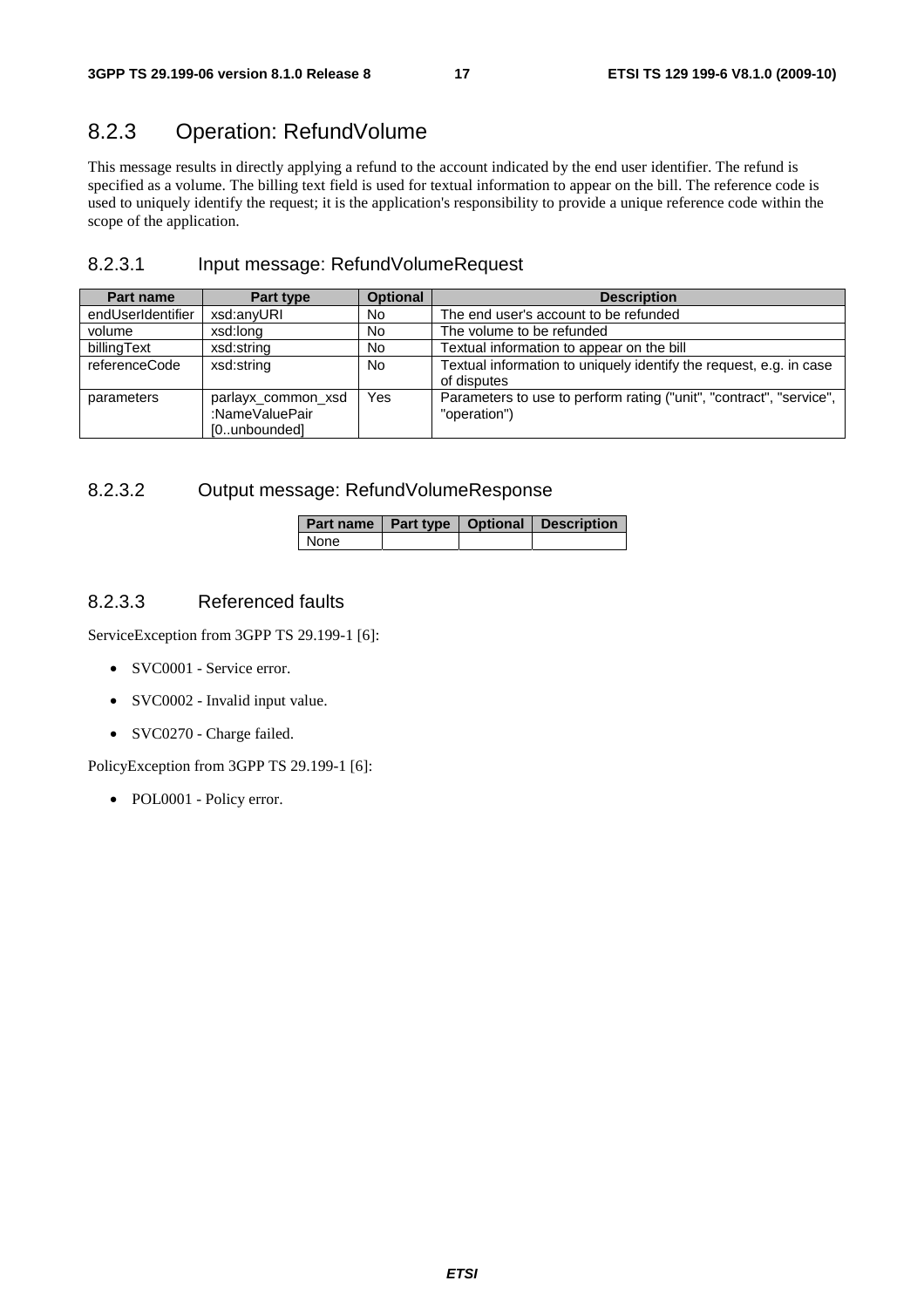## 8.2.3 Operation: RefundVolume

This message results in directly applying a refund to the account indicated by the end user identifier. The refund is specified as a volume. The billing text field is used for textual information to appear on the bill. The reference code is used to uniquely identify the request; it is the application's responsibility to provide a unique reference code within the scope of the application.

### 8.2.3.1 Input message: RefundVolumeRequest

| Part name | Part type | Optional | Description |
|---|---|---|---|
| endUserIdentifier | xsd:anyURI | No | The end user's account to be refunded |
| volume | xsd:long | No | The volume to be refunded |
| billingText | xsd:string | No | Textual information to appear on the bill |
| referenceCode | xsd:string | No | Textual information to uniquely identify the request, e.g. in case of disputes |
| parameters | parlayx_common_xsd :NameValuePair [0..unbounded] | Yes | Parameters to use to perform rating ("unit", "contract", "service", "operation") |

### 8.2.3.2 Output message: RefundVolumeResponse

| Part name | Part type | Optional | Description |
|---|---|---|---|
| None | | | |

### 8.2.3.3 Referenced faults

ServiceException from 3GPP TS 29.199-1 [6]:

- SVC0001 - Service error.
- SVC0002 - Invalid input value.
- SVC0270 - Charge failed.

PolicyException from 3GPP TS 29.199-1 [6]:

- POL0001 - Policy error.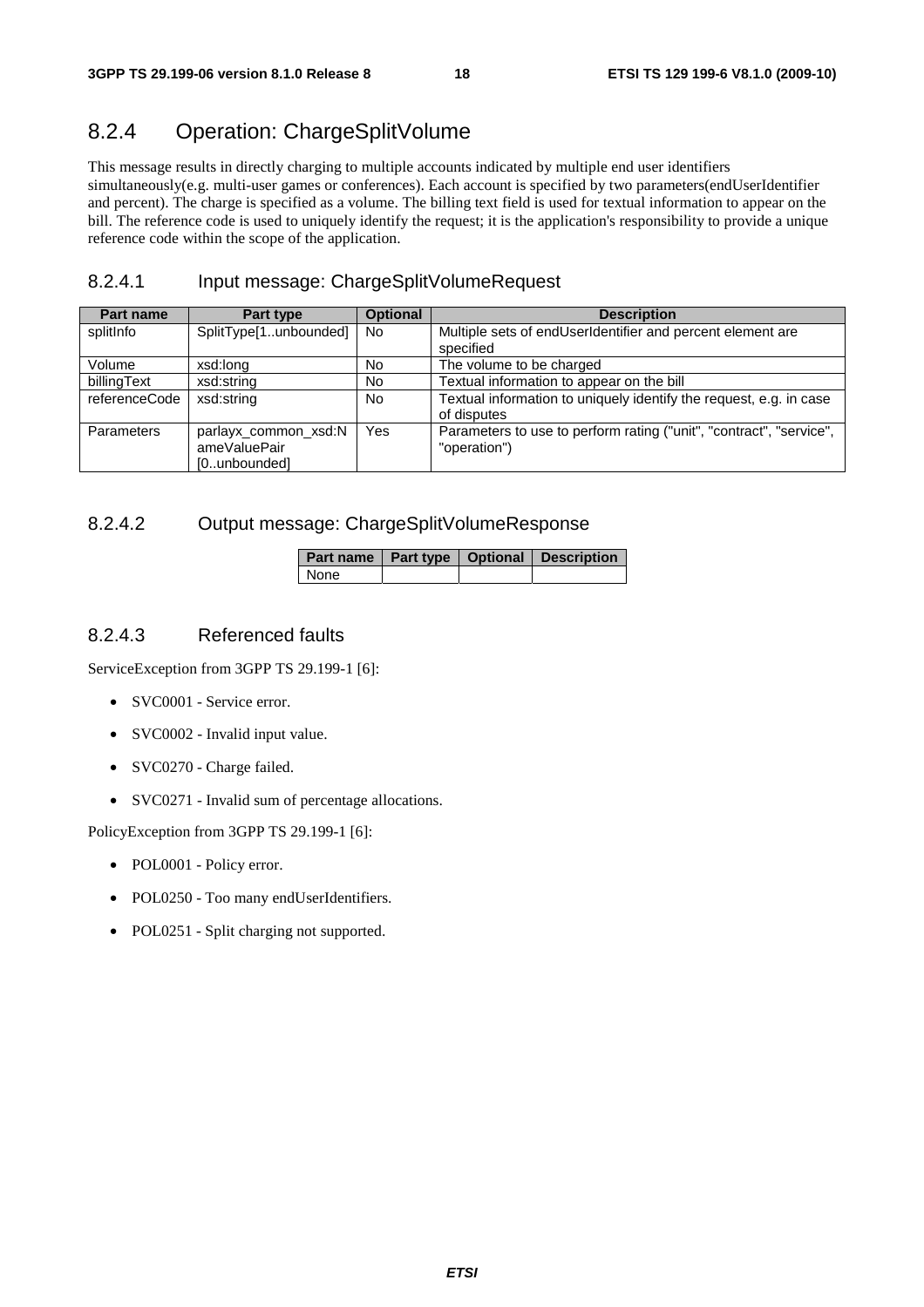## 8.2.4 Operation: ChargeSplitVolume

This message results in directly charging to multiple accounts indicated by multiple end user identifiers simultaneously(e.g. multi-user games or conferences). Each account is specified by two parameters(endUserIdentifier and percent). The charge is specified as a volume. The billing text field is used for textual information to appear on the bill. The reference code is used to uniquely identify the request; it is the application's responsibility to provide a unique reference code within the scope of the application.

### 8.2.4.1 Input message: ChargeSplitVolumeRequest

| Part name | Part type | Optional | Description |
|---|---|---|---|
| splitInfo | SplitType[1..unbounded] | No | Multiple sets of endUserIdentifier and percent element are specified |
| Volume | xsd:long | No | The volume to be charged |
| billingText | xsd:string | No | Textual information to appear on the bill |
| referenceCode | xsd:string | No | Textual information to uniquely identify the request, e.g. in case of disputes |
| Parameters | parlayx_common_xsd:NameValuePair [0..unbounded] | Yes | Parameters to use to perform rating ("unit", "contract", "service", "operation") |

### 8.2.4.2 Output message: ChargeSplitVolumeResponse

| Part name | Part type | Optional | Description |
|---|---|---|---|
| None | | | |

### 8.2.4.3 Referenced faults

ServiceException from 3GPP TS 29.199-1 [6]:

- SVC0001 - Service error.
- SVC0002 - Invalid input value.
- SVC0270 - Charge failed.
- SVC0271 - Invalid sum of percentage allocations.

PolicyException from 3GPP TS 29.199-1 [6]:

- POL0001 - Policy error.
- POL0250 - Too many endUserIdentifiers.
- POL0251 - Split charging not supported.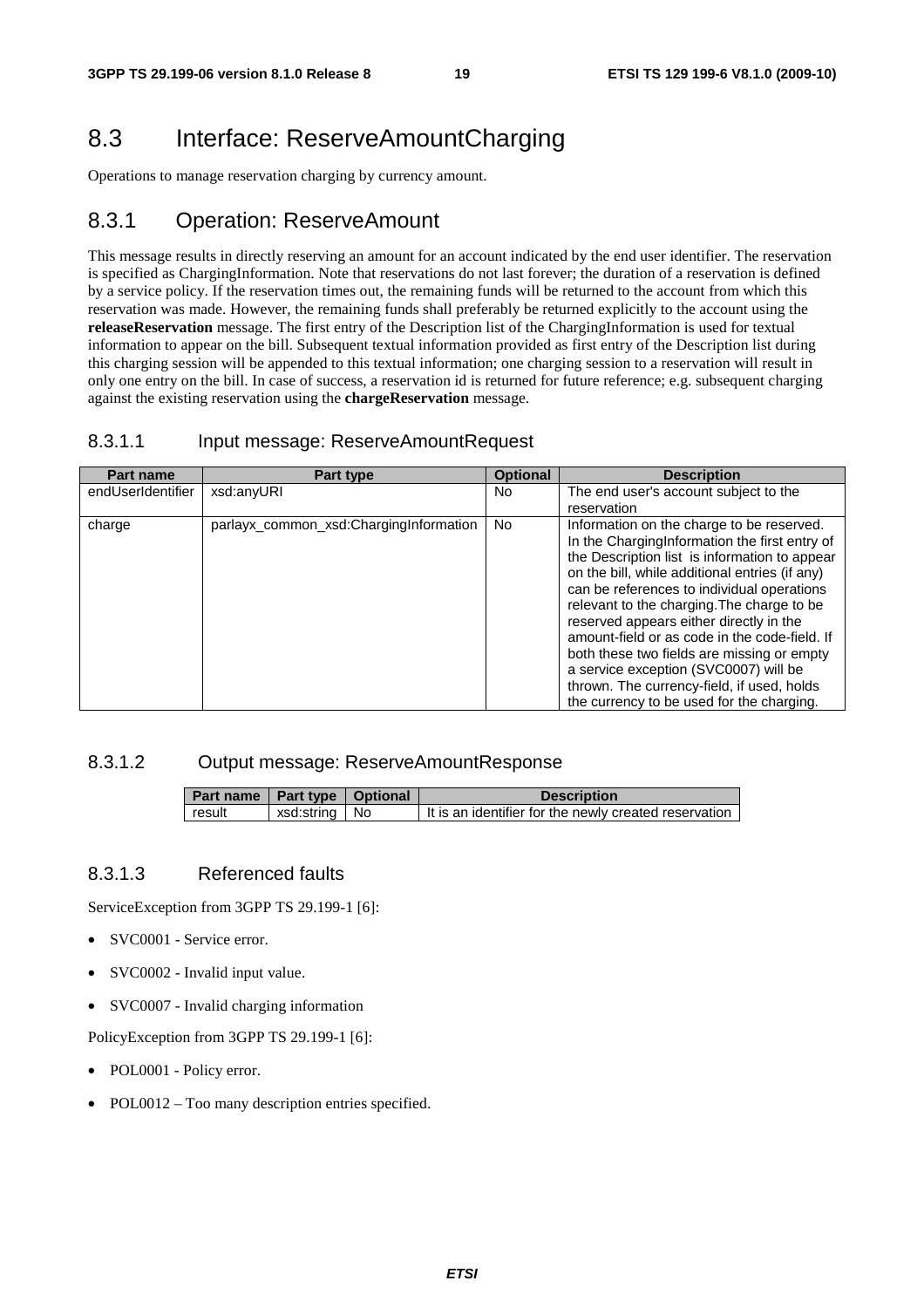## 8.3 Interface: ReserveAmountCharging

Operations to manage reservation charging by currency amount.

### 8.3.1 Operation: ReserveAmount

This message results in directly reserving an amount for an account indicated by the end user identifier. The reservation is specified as ChargingInformation. Note that reservations do not last forever; the duration of a reservation is defined by a service policy. If the reservation times out, the remaining funds will be returned to the account from which this reservation was made. However, the remaining funds shall preferably be returned explicitly to the account using the **releaseReservation** message. The first entry of the Description list of the ChargingInformation is used for textual information to appear on the bill. Subsequent textual information provided as first entry of the Description list during this charging session will be appended to this textual information; one charging session to a reservation will result in only one entry on the bill. In case of success, a reservation id is returned for future reference; e.g. subsequent charging against the existing reservation using the **chargeReservation** message.

#### 8.3.1.1 Input message: ReserveAmountRequest

| Part name | Part type | Optional | Description |
|---|---|---|---|
| endUserIdentifier | xsd:anyURI | No | The end user's account subject to the reservation |
| charge | parlayx_common_xsd:ChargingInformation | No | Information on the charge to be reserved. In the ChargingInformation the first entry of the Description list is information to appear on the bill, while additional entries (if any) can be references to individual operations relevant to the charging.The charge to be reserved appears either directly in the amount-field or as code in the code-field. If both these two fields are missing or empty a service exception (SVC0007) will be thrown. The currency-field, if used, holds the currency to be used for the charging. |

#### 8.3.1.2 Output message: ReserveAmountResponse

| Part name | Part type | Optional | Description |
|---|---|---|---|
| result | xsd:string | No | It is an identifier for the newly created reservation |

#### 8.3.1.3 Referenced faults

ServiceException from 3GPP TS 29.199-1 [6]:

- SVC0001 - Service error.
- SVC0002 - Invalid input value.
- SVC0007 - Invalid charging information

PolicyException from 3GPP TS 29.199-1 [6]:

- POL0001 - Policy error.
- POL0012 – Too many description entries specified.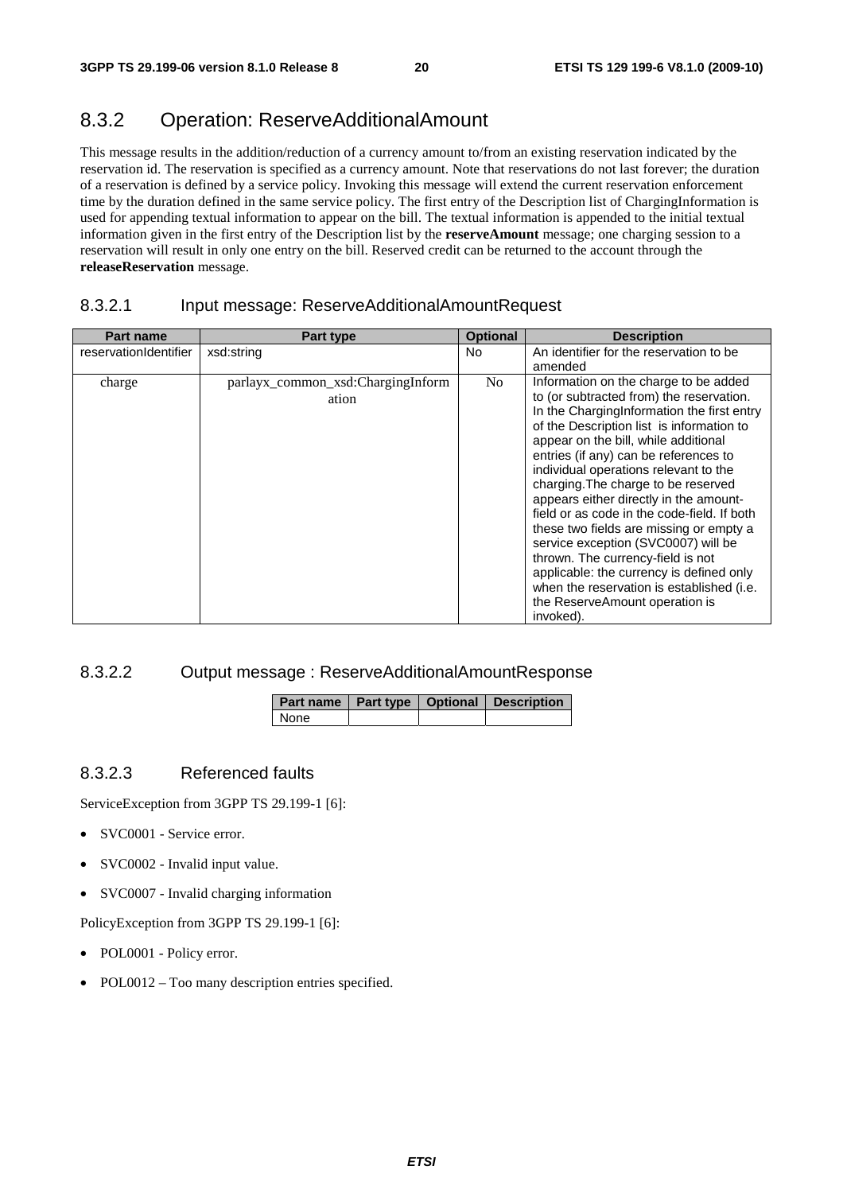## 8.3.2 Operation: ReserveAdditionalAmount

This message results in the addition/reduction of a currency amount to/from an existing reservation indicated by the reservation id. The reservation is specified as a currency amount. Note that reservations do not last forever; the duration of a reservation is defined by a service policy. Invoking this message will extend the current reservation enforcement time by the duration defined in the same service policy. The first entry of the Description list of ChargingInformation is used for appending textual information to appear on the bill. The textual information is appended to the initial textual information given in the first entry of the Description list by the **reserveAmount** message; one charging session to a reservation will result in only one entry on the bill. Reserved credit can be returned to the account through the **releaseReservation** message.

### 8.3.2.1 Input message: ReserveAdditionalAmountRequest

| Part name | Part type | Optional | Description |
|---|---|---|---|
| reservationIdentifier | xsd:string | No | An identifier for the reservation to be amended |
| charge | parlayx_common_xsd:ChargingInformation | No | Information on the charge to be added to (or subtracted from) the reservation. In the ChargingInformation the first entry of the Description list is information to appear on the bill, while additional entries (if any) can be references to individual operations relevant to the charging.The charge to be reserved appears either directly in the amount-field or as code in the code-field. If both these two fields are missing or empty a service exception (SVC0007) will be thrown. The currency-field is not applicable: the currency is defined only when the reservation is established (i.e. the ReserveAmount operation is invoked). |

### 8.3.2.2 Output message : ReserveAdditionalAmountResponse

| Part name | Part type | Optional | Description |
|---|---|---|---|
| None | | | |

### 8.3.2.3 Referenced faults

ServiceException from 3GPP TS 29.199-1 [6]:

- SVC0001 - Service error.
- SVC0002 - Invalid input value.
- SVC0007 - Invalid charging information

PolicyException from 3GPP TS 29.199-1 [6]:

- POL0001 - Policy error.
- POL0012 – Too many description entries specified.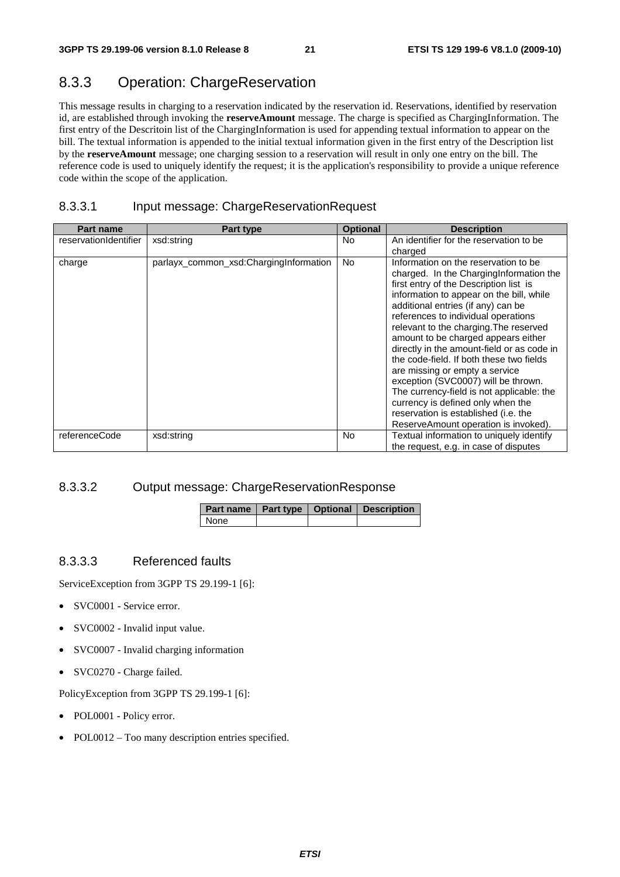## 8.3.3 Operation: ChargeReservation

This message results in charging to a reservation indicated by the reservation id. Reservations, identified by reservation id, are established through invoking the **reserveAmount** message. The charge is specified as ChargingInformation. The first entry of the Descritoin list of the ChargingInformation is used for appending textual information to appear on the bill. The textual information is appended to the initial textual information given in the first entry of the Description list by the **reserveAmount** message; one charging session to a reservation will result in only one entry on the bill. The reference code is used to uniquely identify the request; it is the application's responsibility to provide a unique reference code within the scope of the application.

### 8.3.3.1 Input message: ChargeReservationRequest

| Part name | Part type | Optional | Description |
|---|---|---|---|
| reservationIdentifier | xsd:string | No | An identifier for the reservation to be charged |
| charge | parlayx_common_xsd:ChargingInformation | No | Information on the reservation to be charged. In the ChargingInformation the first entry of the Description list is information to appear on the bill, while additional entries (if any) can be references to individual operations relevant to the charging.The reserved amount to be charged appears either directly in the amount-field or as code in the code-field. If both these two fields are missing or empty a service exception (SVC0007) will be thrown. The currency-field is not applicable: the currency is defined only when the reservation is established (i.e. the ReserveAmount operation is invoked). |
| referenceCode | xsd:string | No | Textual information to uniquely identify the request, e.g. in case of disputes |

### 8.3.3.2 Output message: ChargeReservationResponse

| Part name | Part type | Optional | Description |
|---|---|---|---|
| None | | | |

### 8.3.3.3 Referenced faults

ServiceException from 3GPP TS 29.199-1 [6]:

- SVC0001 - Service error.
- SVC0002 - Invalid input value.
- SVC0007 - Invalid charging information
- SVC0270 - Charge failed.

PolicyException from 3GPP TS 29.199-1 [6]:

- POL0001 - Policy error.
- POL0012 – Too many description entries specified.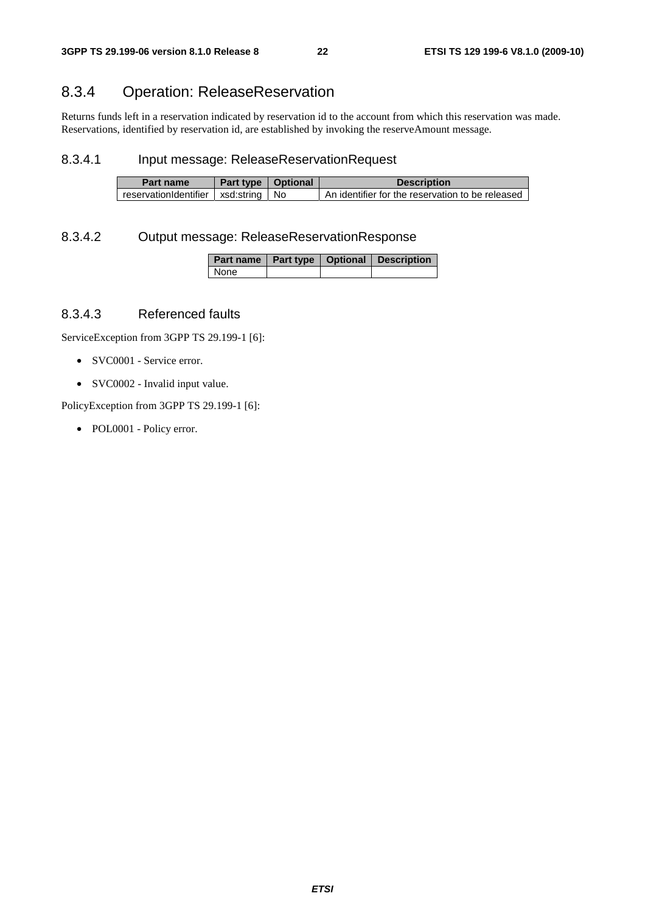## 8.3.4 Operation: ReleaseReservation

Returns funds left in a reservation indicated by reservation id to the account from which this reservation was made. Reservations, identified by reservation id, are established by invoking the reserveAmount message.

### 8.3.4.1 Input message: ReleaseReservationRequest

| Part name | Part type | Optional | Description |
|---|---|---|---|
| reservationIdentifier | xsd:string | No | An identifier for the reservation to be released |

### 8.3.4.2 Output message: ReleaseReservationResponse

| Part name | Part type | Optional | Description |
|---|---|---|---|
| None | | | |

### 8.3.4.3 Referenced faults

ServiceException from 3GPP TS 29.199-1 [6]:

- SVC0001 - Service error.
- SVC0002 - Invalid input value.

PolicyException from 3GPP TS 29.199-1 [6]:

- POL0001 - Policy error.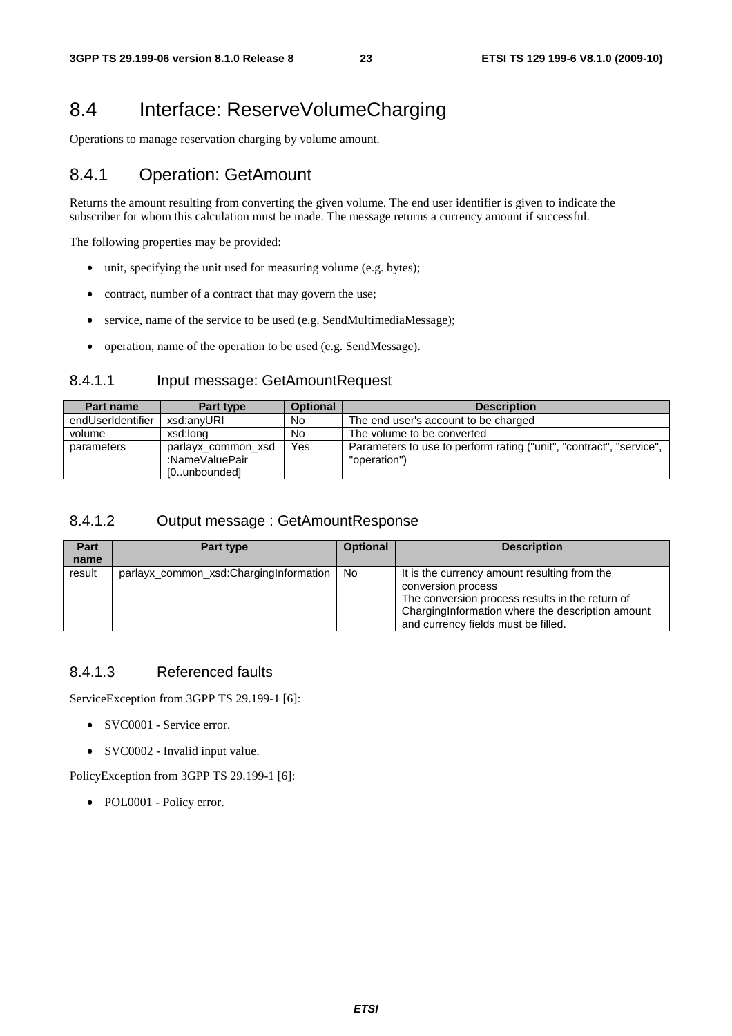# 8.4 Interface: ReserveVolumeCharging

Operations to manage reservation charging by volume amount.

## 8.4.1 Operation: GetAmount

Returns the amount resulting from converting the given volume. The end user identifier is given to indicate the subscriber for whom this calculation must be made. The message returns a currency amount if successful.

The following properties may be provided:

- unit, specifying the unit used for measuring volume (e.g. bytes);
- contract, number of a contract that may govern the use;
- service, name of the service to be used (e.g. SendMultimediaMessage);
- operation, name of the operation to be used (e.g. SendMessage).

### 8.4.1.1 Input message: GetAmountRequest

| Part name | Part type | Optional | Description |
| --- | --- | --- | --- |
| endUserIdentifier | xsd:anyURI | No | The end user's account to be charged |
| volume | xsd:long | No | The volume to be converted |
| parameters | parlayx_common_xsd :NameValuePair [0..unbounded] | Yes | Parameters to use to perform rating ("unit", "contract", "service", "operation") |

### 8.4.1.2 Output message : GetAmountResponse

| Part name | Part type | Optional | Description |
| --- | --- | --- | --- |
| result | parlayx_common_xsd:ChargingInformation | No | It is the currency amount resulting from the conversion process<br>The conversion process results in the return of ChargingInformation where the description amount and currency fields must be filled. |

### 8.4.1.3 Referenced faults

ServiceException from 3GPP TS 29.199-1 [6]:

- SVC0001 - Service error.
- SVC0002 - Invalid input value.

PolicyException from 3GPP TS 29.199-1 [6]:

- POL0001 - Policy error.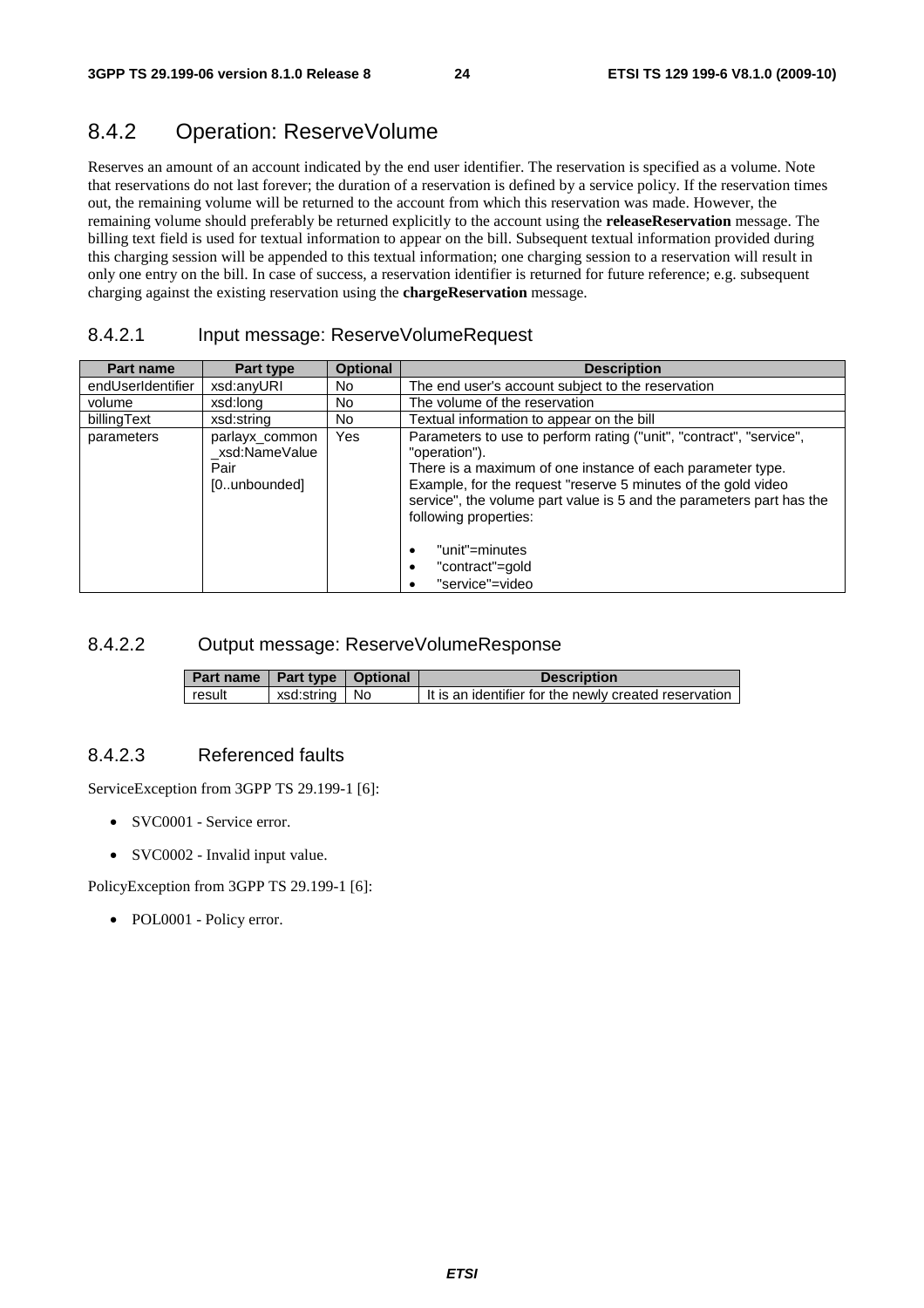## 8.4.2 Operation: ReserveVolume

Reserves an amount of an account indicated by the end user identifier. The reservation is specified as a volume. Note that reservations do not last forever; the duration of a reservation is defined by a service policy. If the reservation times out, the remaining volume will be returned to the account from which this reservation was made. However, the remaining volume should preferably be returned explicitly to the account using the **releaseReservation** message. The billing text field is used for textual information to appear on the bill. Subsequent textual information provided during this charging session will be appended to this textual information; one charging session to a reservation will result in only one entry on the bill. In case of success, a reservation identifier is returned for future reference; e.g. subsequent charging against the existing reservation using the **chargeReservation** message.

### 8.4.2.1 Input message: ReserveVolumeRequest

| Part name | Part type | Optional | Description |
|---|---|---|---|
| endUserIdentifier | xsd:anyURI | No | The end user's account subject to the reservation |
| volume | xsd:long | No | The volume of the reservation |
| billingText | xsd:string | No | Textual information to appear on the bill |
| parameters | parlayx_common_xsd:NameValuePair [0..unbounded] | Yes | Parameters to use to perform rating ("unit", "contract", "service", "operation").<br>There is a maximum of one instance of each parameter type.<br>Example, for the request "reserve 5 minutes of the gold video service", the volume part value is 5 and the parameters part has the following properties:<br>• "unit"=minutes<br>• "contract"=gold<br>• "service"=video |

### 8.4.2.2 Output message: ReserveVolumeResponse

| Part name | Part type | Optional | Description |
|---|---|---|---|
| result | xsd:string | No | It is an identifier for the newly created reservation |

### 8.4.2.3 Referenced faults

ServiceException from 3GPP TS 29.199-1 [6]:

- SVC0001 - Service error.
- SVC0002 - Invalid input value.

PolicyException from 3GPP TS 29.199-1 [6]:

- POL0001 - Policy error.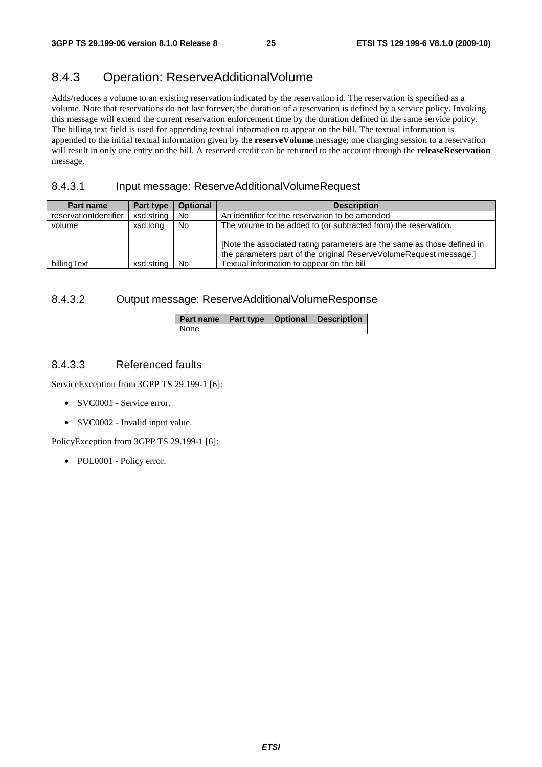## 8.4.3 Operation: ReserveAdditionalVolume

Adds/reduces a volume to an existing reservation indicated by the reservation id. The reservation is specified as a volume. Note that reservations do not last forever; the duration of a reservation is defined by a service policy. Invoking this message will extend the current reservation enforcement time by the duration defined in the same service policy. The billing text field is used for appending textual information to appear on the bill. The textual information is appended to the initial textual information given by the **reserveVolume** message; one charging session to a reservation will result in only one entry on the bill. A reserved credit can be returned to the account through the **releaseReservation** message.

### 8.4.3.1 Input message: ReserveAdditionalVolumeRequest

| Part name | Part type | Optional | Description |
|---|---|---|---|
| reservationIdentifier | xsd:string | No | An identifier for the reservation to be amended |
| volume | xsd:long | No | The volume to be added to (or subtracted from) the reservation.<br><br>[Note the associated rating parameters are the same as those defined in the parameters part of the original ReserveVolumeRequest message.] |
| billingText | xsd:string | No | Textual information to appear on the bill |

### 8.4.3.2 Output message: ReserveAdditionalVolumeResponse

| Part name | Part type | Optional | Description |
|---|---|---|---|
| None | | | |

### 8.4.3.3 Referenced faults

ServiceException from 3GPP TS 29.199-1 [6]:

- SVC0001 - Service error.
- SVC0002 - Invalid input value.

PolicyException from 3GPP TS 29.199-1 [6]:

- POL0001 - Policy error.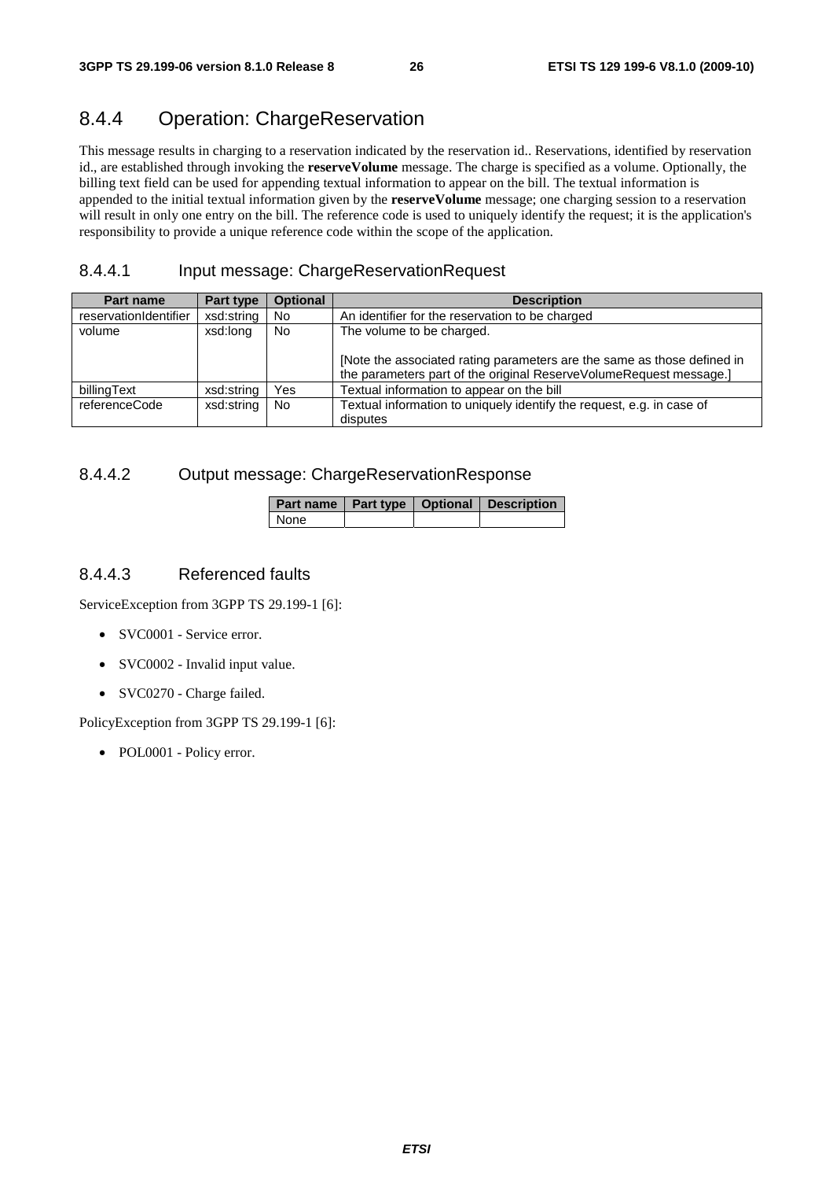## 8.4.4 Operation: ChargeReservation

This message results in charging to a reservation indicated by the reservation id.. Reservations, identified by reservation id., are established through invoking the **reserveVolume** message. The charge is specified as a volume. Optionally, the billing text field can be used for appending textual information to appear on the bill. The textual information is appended to the initial textual information given by the **reserveVolume** message; one charging session to a reservation will result in only one entry on the bill. The reference code is used to uniquely identify the request; it is the application's responsibility to provide a unique reference code within the scope of the application.

### 8.4.4.1 Input message: ChargeReservationRequest

| Part name | Part type | Optional | Description |
|---|---|---|---|
| reservationIdentifier | xsd:string | No | An identifier for the reservation to be charged |
| volume | xsd:long | No | The volume to be charged.<br><br>[Note the associated rating parameters are the same as those defined in the parameters part of the original ReserveVolumeRequest message.] |
| billingText | xsd:string | Yes | Textual information to appear on the bill |
| referenceCode | xsd:string | No | Textual information to uniquely identify the request, e.g. in case of disputes |

### 8.4.4.2 Output message: ChargeReservationResponse

| Part name | Part type | Optional | Description |
|---|---|---|---|
| None | | | |

### 8.4.4.3 Referenced faults

ServiceException from 3GPP TS 29.199-1 [6]:

- SVC0001 - Service error.
- SVC0002 - Invalid input value.
- SVC0270 - Charge failed.

PolicyException from 3GPP TS 29.199-1 [6]:

- POL0001 - Policy error.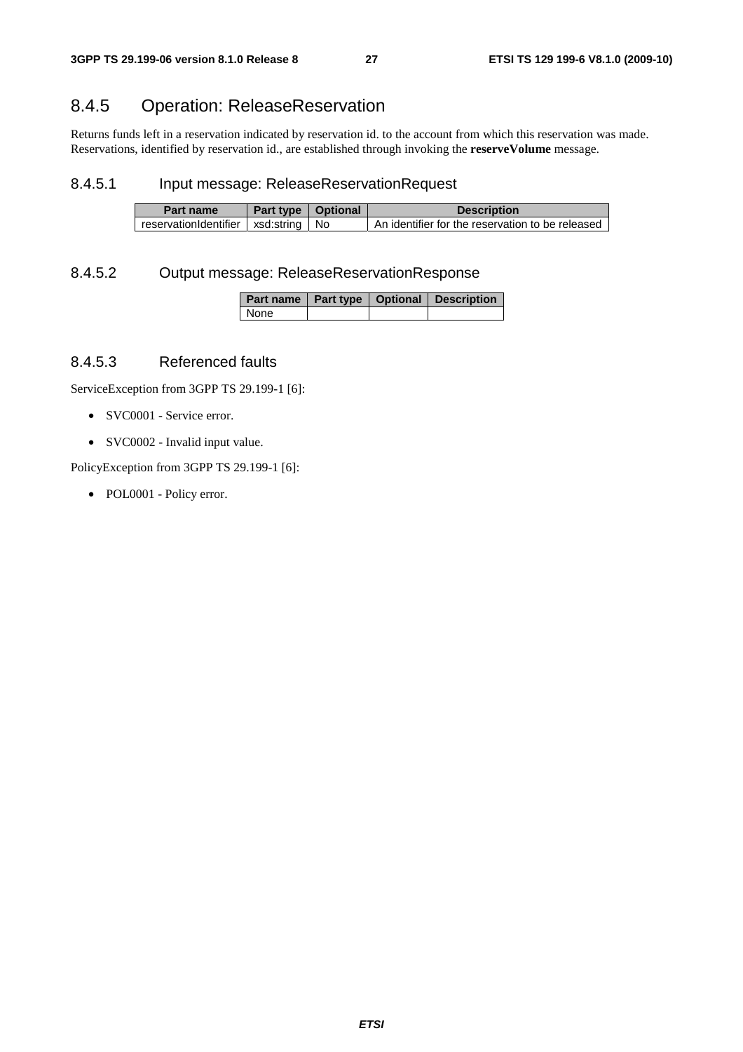## 8.4.5 Operation: ReleaseReservation

Returns funds left in a reservation indicated by reservation id. to the account from which this reservation was made. Reservations, identified by reservation id., are established through invoking the **reserveVolume** message.

### 8.4.5.1 Input message: ReleaseReservationRequest

| Part name | Part type | Optional | Description |
|---|---|---|---|
| reservationIdentifier | xsd:string | No | An identifier for the reservation to be released |

### 8.4.5.2 Output message: ReleaseReservationResponse

| Part name | Part type | Optional | Description |
|---|---|---|---|
| None | | | |

### 8.4.5.3 Referenced faults

ServiceException from 3GPP TS 29.199-1 [6]:

- SVC0001 - Service error.
- SVC0002 - Invalid input value.

PolicyException from 3GPP TS 29.199-1 [6]:

- POL0001 - Policy error.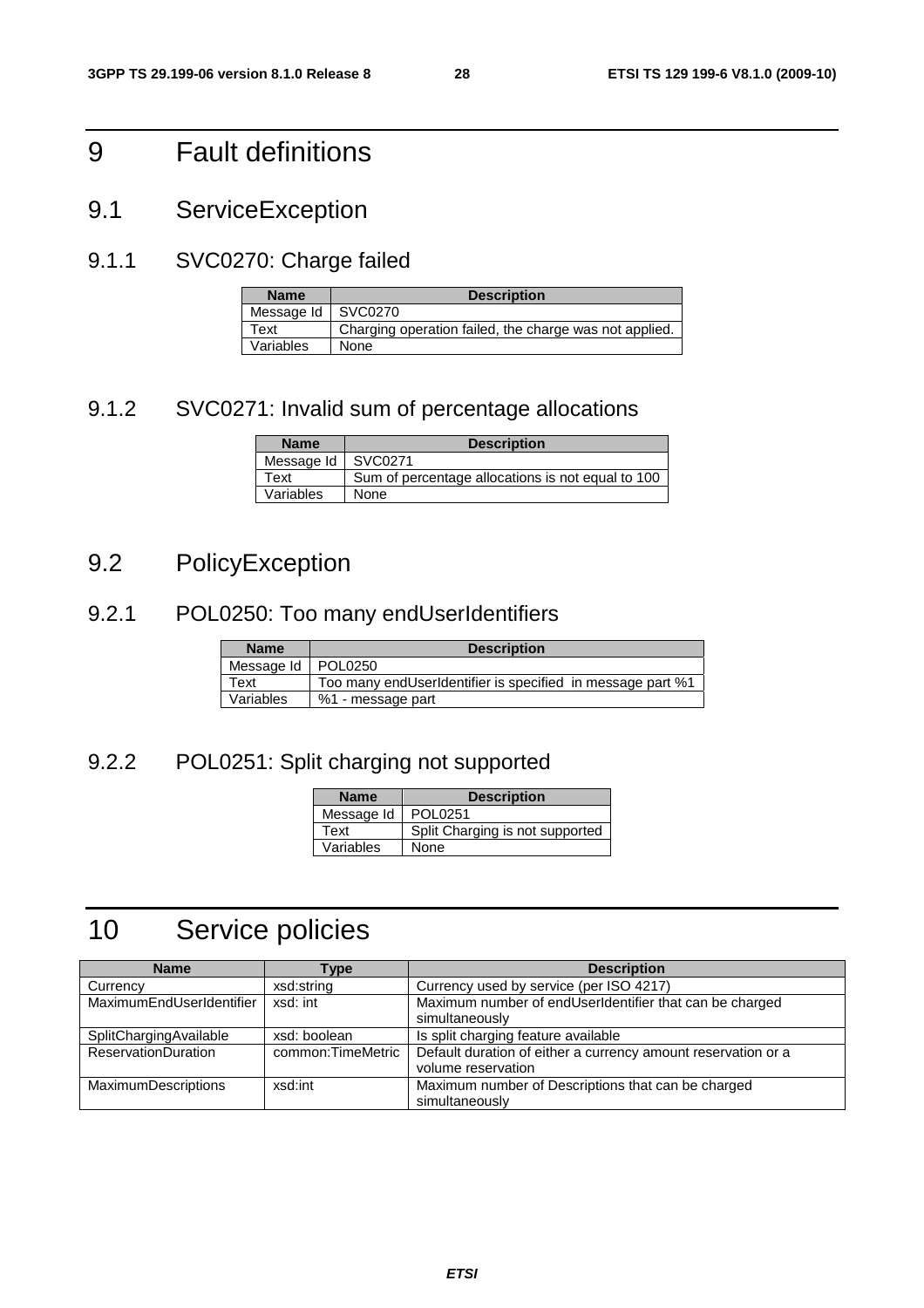# 9 Fault definitions

## 9.1 ServiceException

### 9.1.1 SVC0270: Charge failed

| Name | Description |
|---|---|
| Message Id | SVC0270 |
| Text | Charging operation failed, the charge was not applied. |
| Variables | None |

### 9.1.2 SVC0271: Invalid sum of percentage allocations

| Name | Description |
|---|---|
| Message Id | SVC0271 |
| Text | Sum of percentage allocations is not equal to 100 |
| Variables | None |

## 9.2 PolicyException

### 9.2.1 POL0250: Too many endUserIdentifiers

| Name | Description |
|---|---|
| Message Id | POL0250 |
| Text | Too many endUserIdentifier is specified in message part %1 |
| Variables | %1 - message part |

### 9.2.2 POL0251: Split charging not supported

| Name | Description |
|---|---|
| Message Id | POL0251 |
| Text | Split Charging is not supported |
| Variables | None |

# 10 Service policies

| Name | Type | Description |
|---|---|---|
| Currency | xsd:string | Currency used by service (per ISO 4217) |
| MaximumEndUserIdentifier | xsd: int | Maximum number of endUserIdentifier that can be charged simultaneously |
| SplitChargingAvailable | xsd: boolean | Is split charging feature available |
| ReservationDuration | common:TimeMetric | Default duration of either a currency amount reservation or a volume reservation |
| MaximumDescriptions | xsd:int | Maximum number of Descriptions that can be charged simultaneously |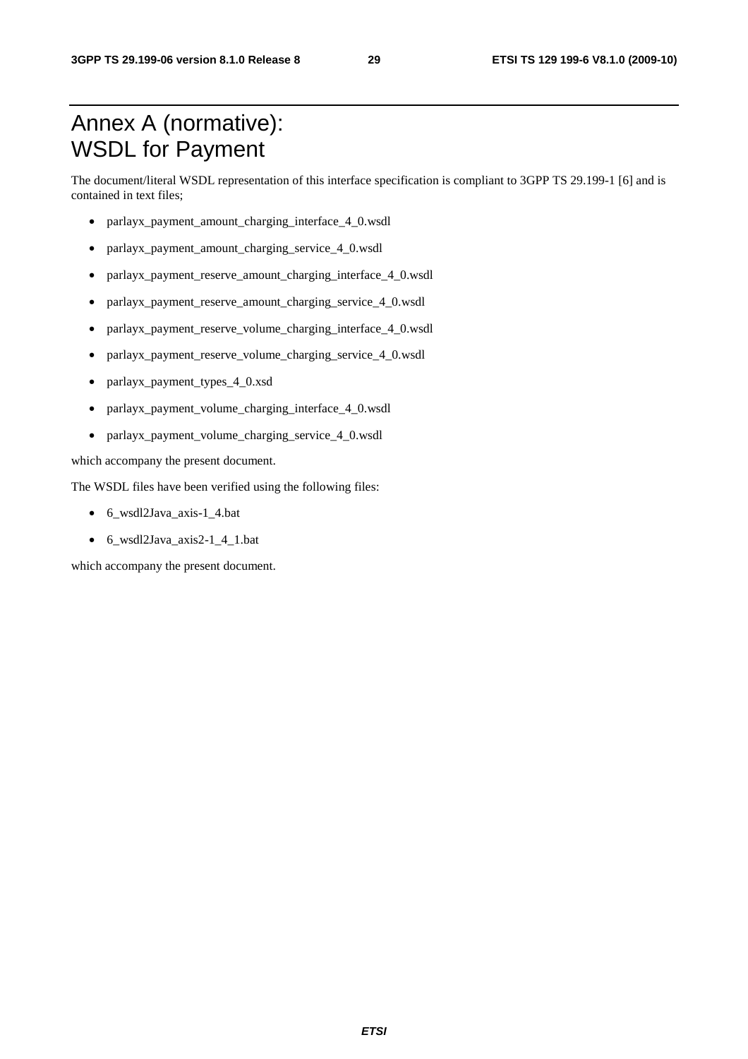# Annex A (normative): WSDL for Payment

The document/literal WSDL representation of this interface specification is compliant to 3GPP TS 29.199-1 [6] and is contained in text files;

- parlayx_payment_amount_charging_interface_4_0.wsdl
- parlayx_payment_amount_charging_service_4_0.wsdl
- parlayx_payment_reserve_amount_charging_interface_4_0.wsdl
- parlayx_payment_reserve_amount_charging_service_4_0.wsdl
- parlayx_payment_reserve_volume_charging_interface_4_0.wsdl
- parlayx_payment_reserve_volume_charging_service_4_0.wsdl
- parlayx_payment_types_4_0.xsd
- parlayx_payment_volume_charging_interface_4_0.wsdl
- parlayx_payment_volume_charging_service_4_0.wsdl

which accompany the present document.

The WSDL files have been verified using the following files:

- 6_wsdl2Java_axis-1_4.bat
- 6_wsdl2Java_axis2-1_4_1.bat

which accompany the present document.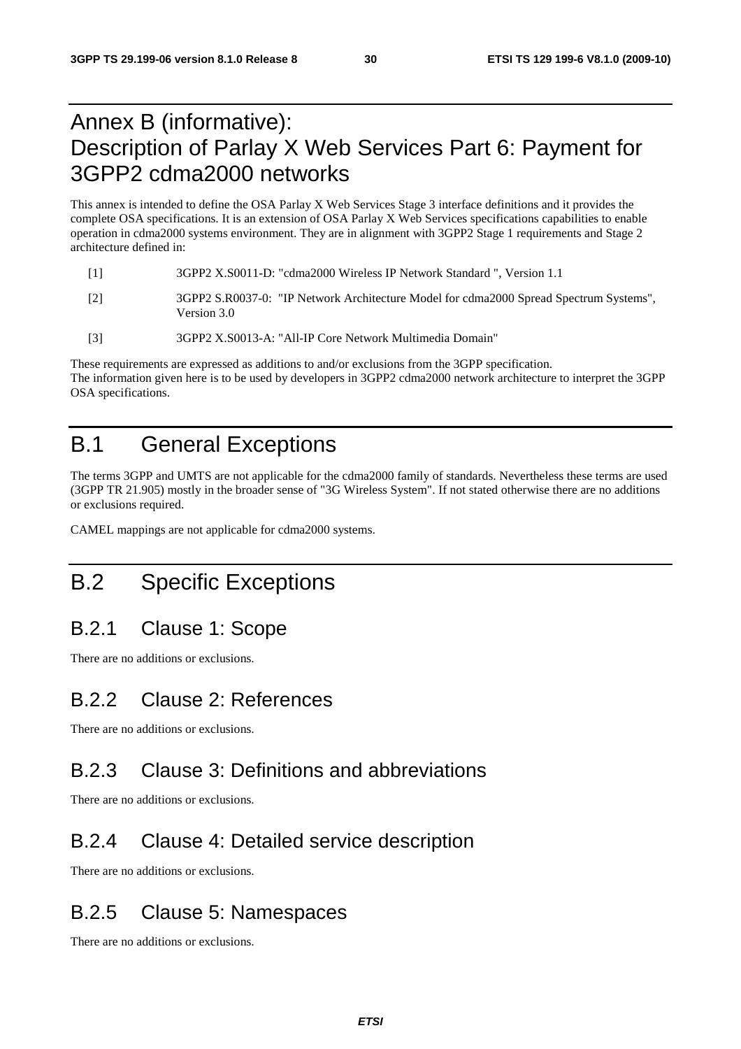# Annex B (informative): Description of Parlay X Web Services Part 6: Payment for 3GPP2 cdma2000 networks

This annex is intended to define the OSA Parlay X Web Services Stage 3 interface definitions and it provides the complete OSA specifications. It is an extension of OSA Parlay X Web Services specifications capabilities to enable operation in cdma2000 systems environment. They are in alignment with 3GPP2 Stage 1 requirements and Stage 2 architecture defined in:

[1] 3GPP2 X.S0011-D: "cdma2000 Wireless IP Network Standard ", Version 1.1

[2] 3GPP2 S.R0037-0: "IP Network Architecture Model for cdma2000 Spread Spectrum Systems", Version 3.0

[3] 3GPP2 X.S0013-A: "All-IP Core Network Multimedia Domain"

These requirements are expressed as additions to and/or exclusions from the 3GPP specification.
The information given here is to be used by developers in 3GPP2 cdma2000 network architecture to interpret the 3GPP OSA specifications.

# B.1 General Exceptions

The terms 3GPP and UMTS are not applicable for the cdma2000 family of standards. Nevertheless these terms are used (3GPP TR 21.905) mostly in the broader sense of "3G Wireless System". If not stated otherwise there are no additions or exclusions required.

CAMEL mappings are not applicable for cdma2000 systems.

# B.2 Specific Exceptions

## B.2.1 Clause 1: Scope

There are no additions or exclusions.

## B.2.2 Clause 2: References

There are no additions or exclusions.

## B.2.3 Clause 3: Definitions and abbreviations

There are no additions or exclusions.

## B.2.4 Clause 4: Detailed service description

There are no additions or exclusions.

## B.2.5 Clause 5: Namespaces

There are no additions or exclusions.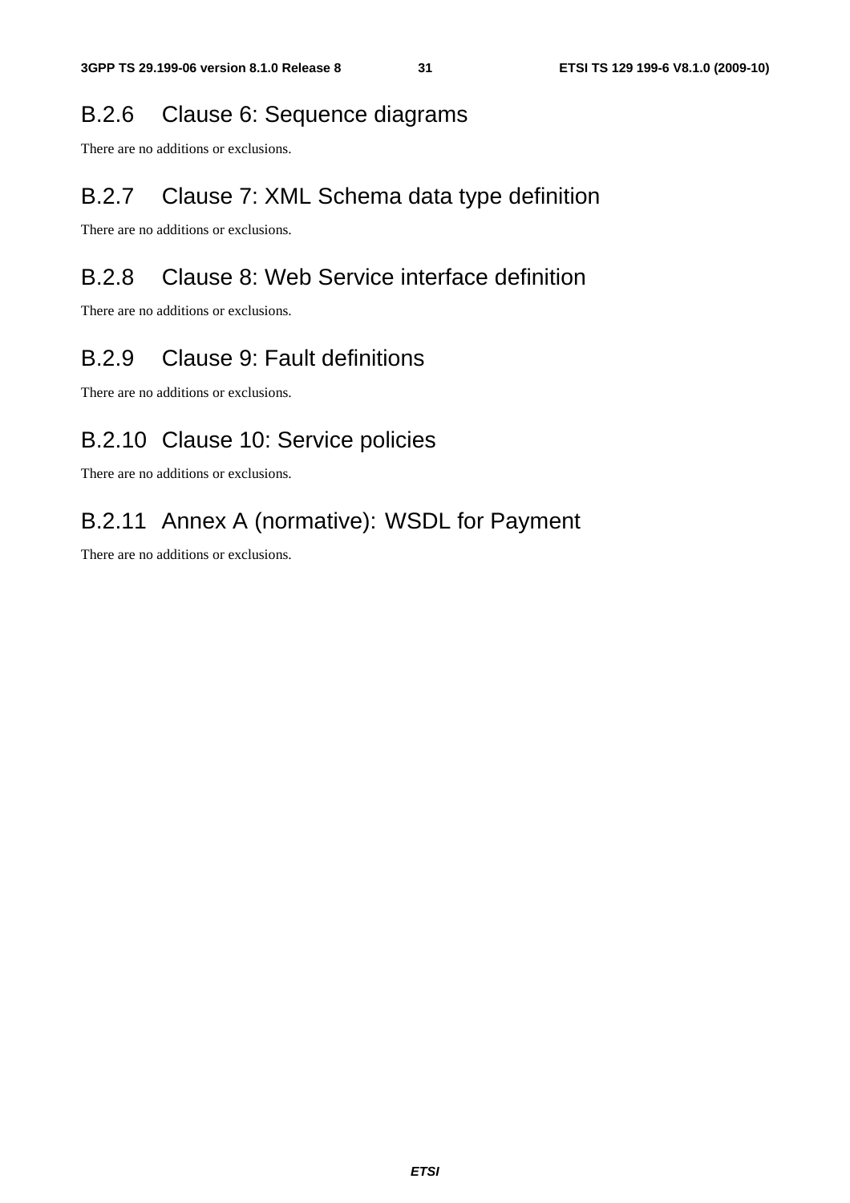### B.2.6 Clause 6: Sequence diagrams

There are no additions or exclusions.

### B.2.7 Clause 7: XML Schema data type definition

There are no additions or exclusions.

### B.2.8 Clause 8: Web Service interface definition

There are no additions or exclusions.

### B.2.9 Clause 9: Fault definitions

There are no additions or exclusions.

### B.2.10 Clause 10: Service policies

There are no additions or exclusions.

### B.2.11 Annex A (normative): WSDL for Payment

There are no additions or exclusions.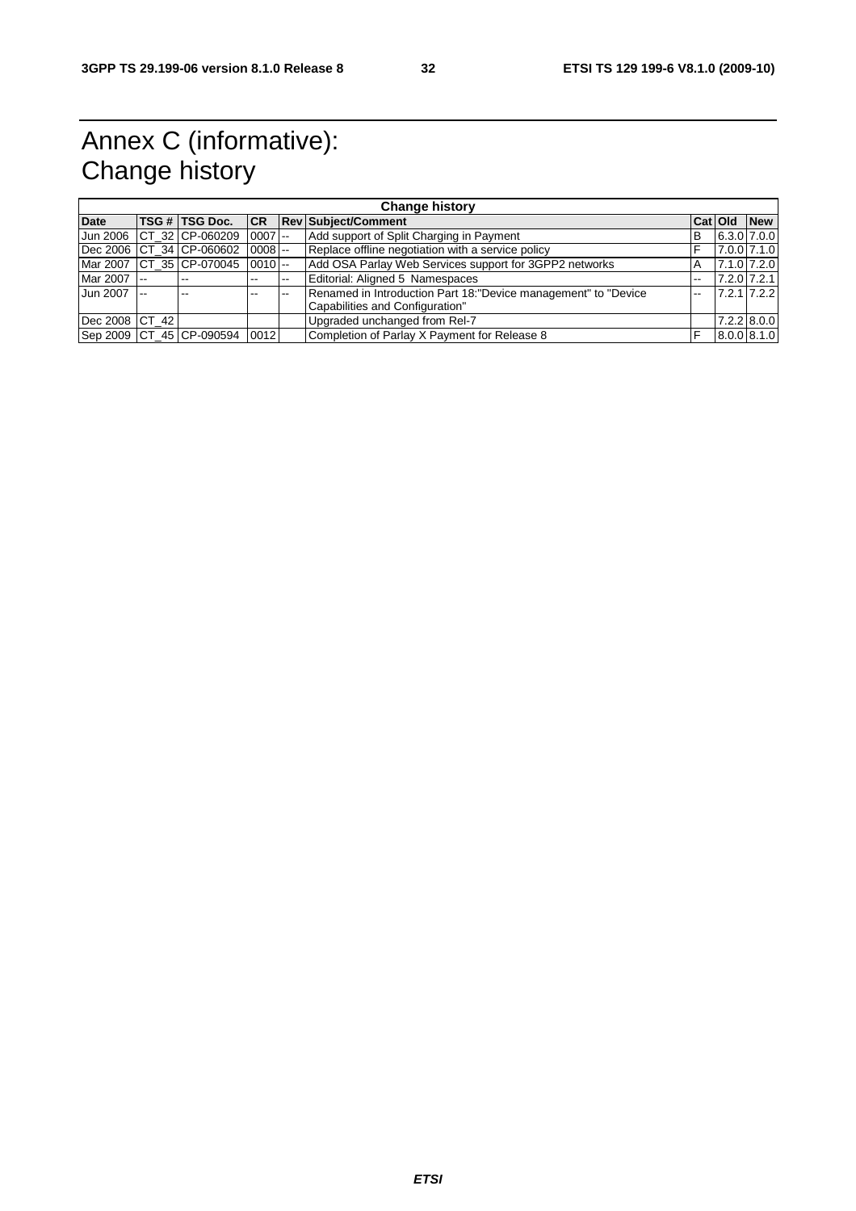# Annex C (informative): Change history

| Change history | | | | | | | | |
|---|---|---|---|---|---|---|---|---|
| **Date** | **TSG #** | **TSG Doc.** | **CR** | **Rev** | **Subject/Comment** | **Cat** | **Old** | **New** |
| Jun 2006 | CT_32 | CP-060209 | 0007 | -- | Add support of Split Charging in Payment | B | 6.3.0 | 7.0.0 |
| Dec 2006 | CT_34 | CP-060602 | 0008 | -- | Replace offline negotiation with a service policy | F | 7.0.0 | 7.1.0 |
| Mar 2007 | CT_35 | CP-070045 | 0010 | -- | Add OSA Parlay Web Services support for 3GPP2 networks | A | 7.1.0 | 7.2.0 |
| Mar 2007 | -- | -- | -- | -- | Editorial: Aligned 5 Namespaces | -- | 7.2.0 | 7.2.1 |
| Jun 2007 | -- | -- | -- | -- | Renamed in Introduction Part 18:"Device management" to "Device Capabilities and Configuration" | -- | 7.2.1 | 7.2.2 |
| Dec 2008 | CT_42 | | | | Upgraded unchanged from Rel-7 | | 7.2.2 | 8.0.0 |
| Sep 2009 | CT_45 | CP-090594 | 0012 | | Completion of Parlay X Payment for Release 8 | F | 8.0.0 | 8.1.0 |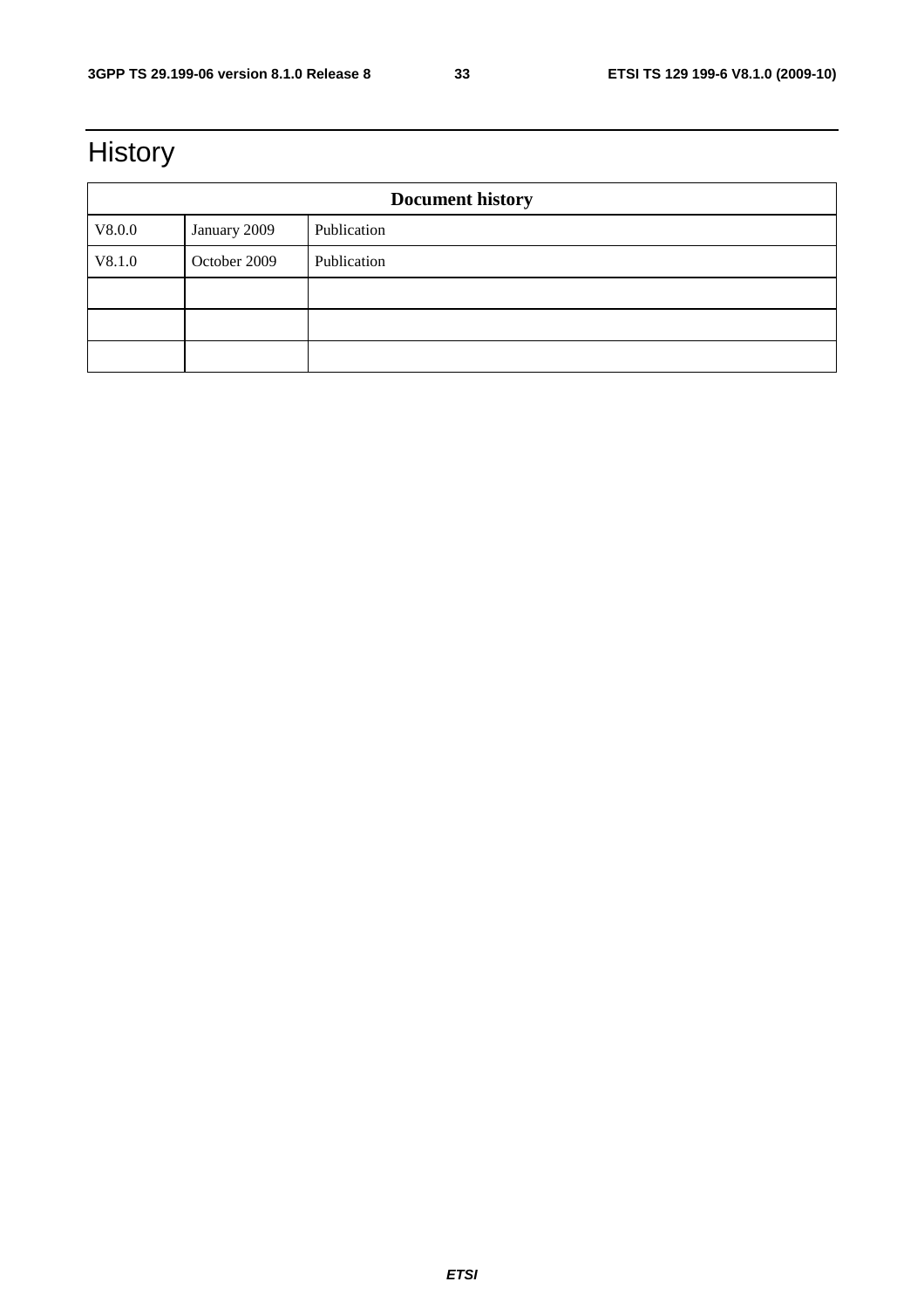# History

| Document history | | |
|---|---|---|
| V8.0.0 | January 2009 | Publication |
| V8.1.0 | October 2009 | Publication |
| | | |
| | | |
| | | |